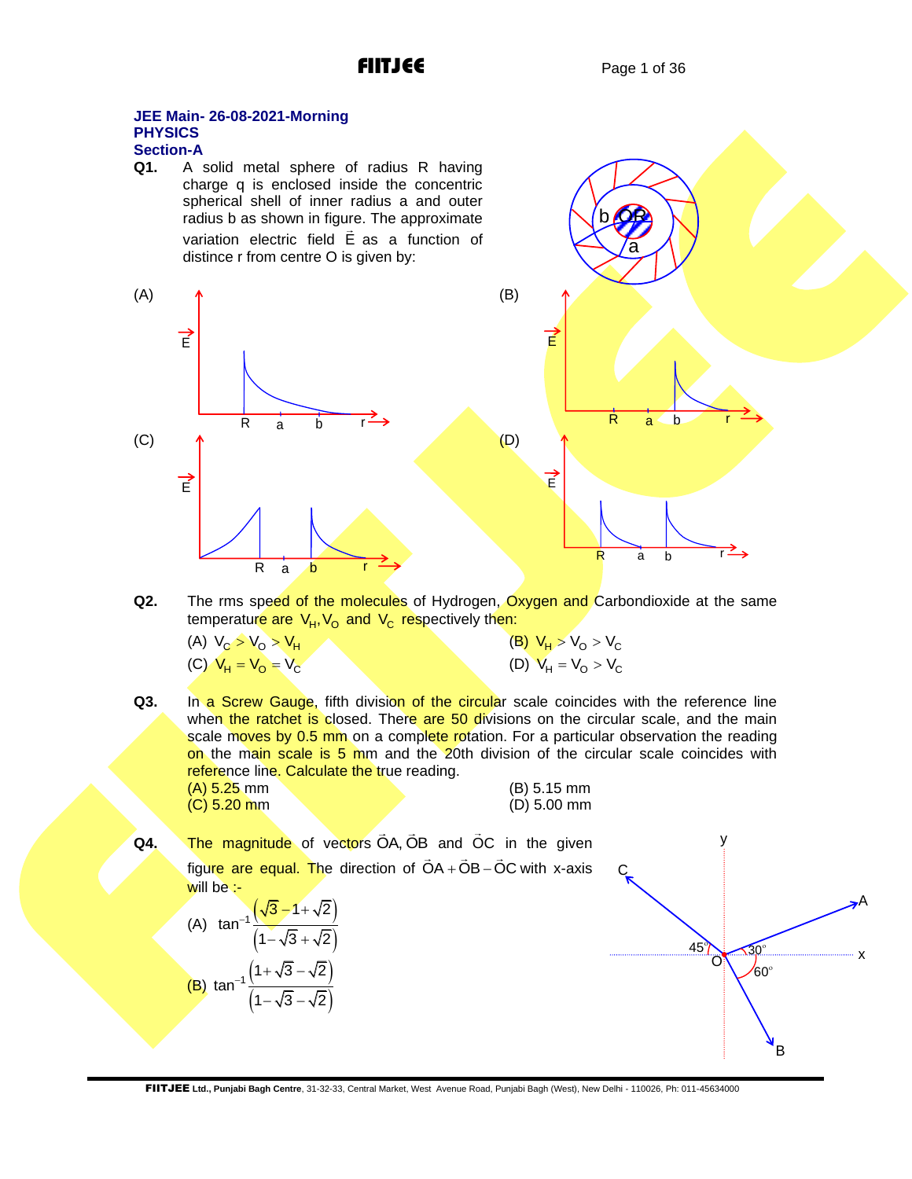**JEE Main- 26-08-2021-Morning**
**PHYSICS**
**Section-A**

**Q1.** A solid metal sphere of radius R having charge q is enclosed inside the concentric spherical shell of inner radius a and outer radius b as shown in figure. The approximate variation electric field $\vec{E}$ as a function of distince r from centre O is given by:

(A)

(B)

(C)

(D)

**Q2.** The rms speed of the molecules of Hydrogen, Oxygen and Carbondioxide at the same temperature are $V_H, V_O$ and $V_C$ respectively then:

(A) $V_C > V_O > V_H$
(B) $V_H > V_O > V_C$
(C) $V_H = V_O = V_C$
(D) $V_H = V_O > V_C$

**Q3.** In a Screw Gauge, fifth division of the circular scale coincides with the reference line when the ratchet is closed. There are 50 divisions on the circular scale, and the main scale moves by 0.5 mm on a complete rotation. For a particular observation the reading on the main scale is 5 mm and the 20th division of the circular scale coincides with reference line. Calculate the true reading.

(A) 5.25 mm
(B) 5.15 mm
(C) 5.20 mm
(D) 5.00 mm

**Q4.** The magnitude of vectors $\vec{OA}, \vec{OB}$ and $\vec{OC}$ in the given figure are equal. The direction of $\vec{OA} + \vec{OB} - \vec{OC}$ with x-axis will be :-

(A) $\tan^{-1}\dfrac{\left(\sqrt{3}-1+\sqrt{2}\right)}{\left(1-\sqrt{3}+\sqrt{2}\right)}$

(B) $\tan^{-1}\dfrac{\left(1+\sqrt{3}-\sqrt{2}\right)}{\left(1-\sqrt{3}-\sqrt{2}\right)}$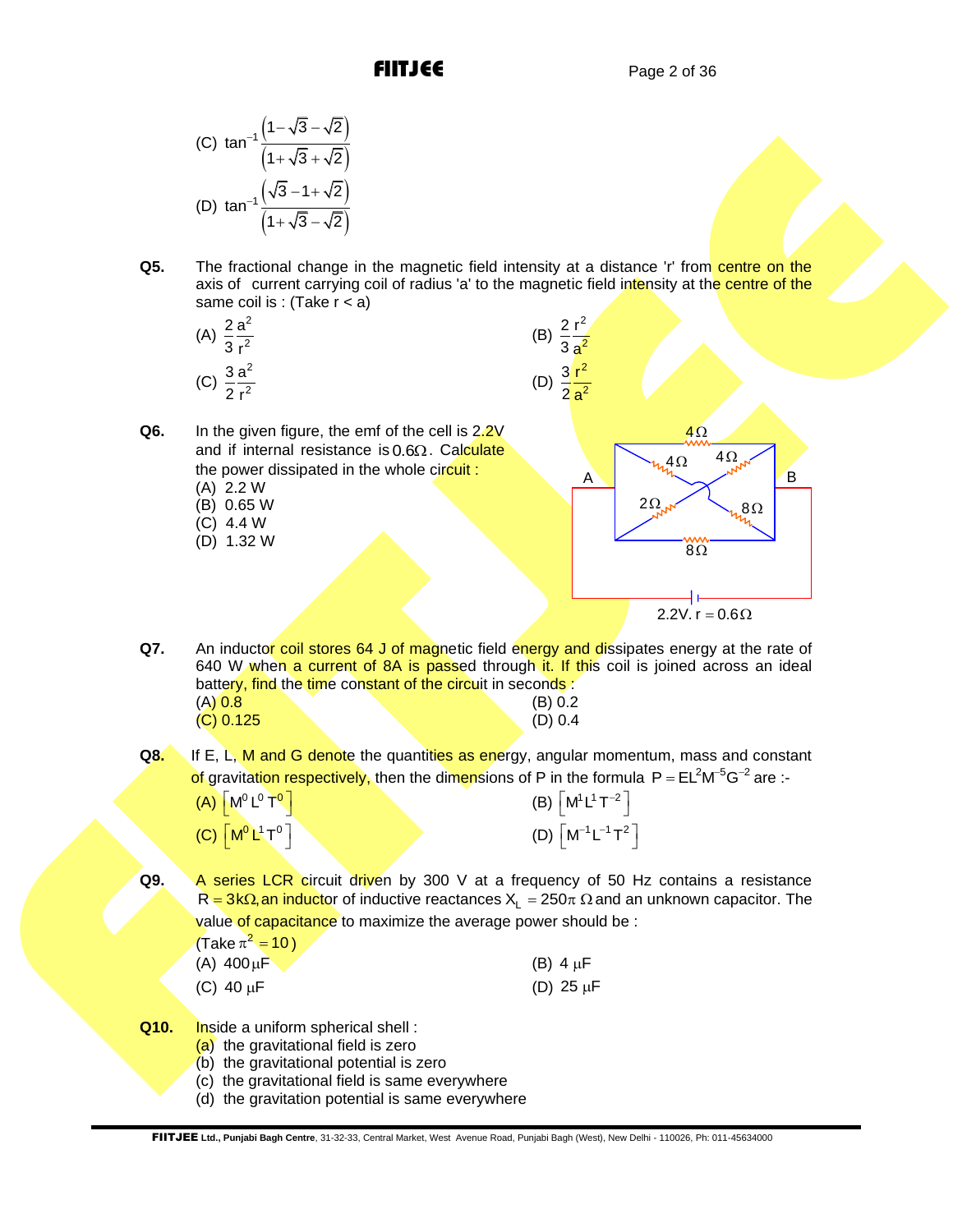(C) $\tan^{-1}\dfrac{\left(1-\sqrt{3}-\sqrt{2}\right)}{\left(1+\sqrt{3}+\sqrt{2}\right)}$

(D) $\tan^{-1}\dfrac{\left(\sqrt{3}-1+\sqrt{2}\right)}{\left(1+\sqrt{3}-\sqrt{2}\right)}$

**Q5.** The fractional change in the magnetic field intensity at a distance 'r' from centre on the axis of current carrying coil of radius 'a' to the magnetic field intensity at the centre of the same coil is : (Take r < a)

(A) $\dfrac{2}{3}\dfrac{a^2}{r^2}$

(B) $\dfrac{2}{3}\dfrac{r^2}{a^2}$

(C) $\dfrac{3}{2}\dfrac{a^2}{r^2}$

(D) $\dfrac{3}{2}\dfrac{r^2}{a^2}$

**Q6.** In the given figure, the emf of the cell is 2.2V and if internal resistance is $0.6\Omega$. Calculate the power dissipated in the whole circuit :

(A) 2.2 W
(B) 0.65 W
(C) 4.4 W
(D) 1.32 W

(Figure: resistors $4\Omega$, $4\Omega$, $4\Omega$, $2\Omega$, $8\Omega$, $8\Omega$ between A and B; cell $2.2V$, $r = 0.6\Omega$)

**Q7.** An inductor coil stores 64 J of magnetic field energy and dissipates energy at the rate of 640 W when a current of 8A is passed through it. If this coil is joined across an ideal battery, find the time constant of the circuit in seconds :

(A) 0.8
(B) 0.2
(C) 0.125
(D) 0.4

**Q8.** If E, L, M and G denote the quantities as energy, angular momentum, mass and constant of gravitation respectively, then the dimensions of P in the formula $P = EL^2M^{-5}G^{-2}$ are :-

(A) $\left[M^0L^0T^0\right]$

(B) $\left[M^1L^1T^{-2}\right]$

(C) $\left[M^0L^1T^0\right]$

(D) $\left[M^{-1}L^{-1}T^2\right]$

**Q9.** A series LCR circuit driven by 300 V at a frequency of 50 Hz contains a resistance $R = 3k\Omega$, an inductor of inductive reactances $X_L = 250\pi\ \Omega$ and an unknown capacitor. The value of capacitance to maximize the average power should be :
(Take $\pi^2 = 10$)

(A) $400\mu F$
(B) $4\ \mu F$
(C) $40\ \mu F$
(D) $25\ \mu F$

**Q10.** Inside a uniform spherical shell :

(a) the gravitational field is zero
(b) the gravitational potential is zero
(c) the gravitational field is same everywhere
(d) the gravitation potential is same everywhere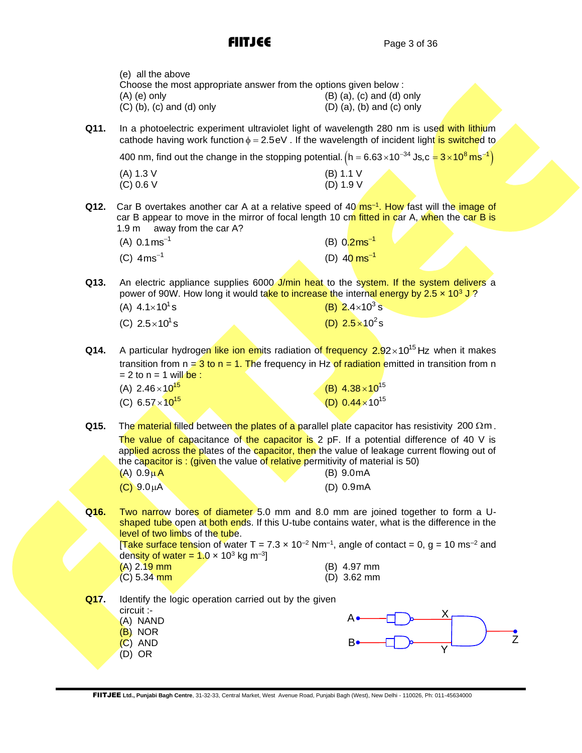(e) all the above

Choose the most appropriate answer from the options given below :

(A) (e) only
(B) (a), (c) and (d) only
(C) (b), (c) and (d) only
(D) (a), (b) and (c) only

**Q11.** In a photoelectric experiment ultraviolet light of wavelength 280 nm is used with lithium cathode having work function $\phi = 2.5\,\text{eV}$. If the wavelength of incident light is switched to 400 nm, find out the change in the stopping potential. $\left(h = 6.63 \times 10^{-34}\,\text{Js}, c = 3 \times 10^{8}\,\text{ms}^{-1}\right)$

(A) 1.3 V
(B) 1.1 V
(C) 0.6 V
(D) 1.9 V

**Q12.** Car B overtakes another car A at a relative speed of 40 $\text{ms}^{-1}$. How fast will the image of car B appear to move in the mirror of focal length 10 cm fitted in car A, when the car B is 1.9 m away from the car A?

(A) $0.1\,\text{ms}^{-1}$
(B) $0.2\,\text{ms}^{-1}$
(C) $4\,\text{ms}^{-1}$
(D) $40\,\text{ms}^{-1}$

**Q13.** An electric appliance supplies 6000 J/min heat to the system. If the system delivers a power of 90W. How long it would take to increase the internal energy by $2.5 \times 10^{3}$ J ?

(A) $4.1 \times 10^{1}\,\text{s}$
(B) $2.4 \times 10^{3}\,\text{s}$
(C) $2.5 \times 10^{1}\,\text{s}$
(D) $2.5 \times 10^{2}\,\text{s}$

**Q14.** A particular hydrogen like ion emits radiation of frequency $2.92 \times 10^{15}\,\text{Hz}$ when it makes transition from n = 3 to n = 1. The frequency in Hz of radiation emitted in transition from n = 2 to n = 1 will be :

(A) $2.46 \times 10^{15}$
(B) $4.38 \times 10^{15}$
(C) $6.57 \times 10^{15}$
(D) $0.44 \times 10^{15}$

**Q15.** The material filled between the plates of a parallel plate capacitor has resistivity $200\,\Omega\text{m}$. The value of capacitance of the capacitor is 2 pF. If a potential difference of 40 V is applied across the plates of the capacitor, then the value of leakage current flowing out of the capacitor is : (given the value of relative permitivity of material is 50)

(A) $0.9\,\mu\text{A}$
(B) $9.0\,\text{mA}$
(C) $9.0\,\mu\text{A}$
(D) $0.9\,\text{mA}$

**Q16.** Two narrow bores of diameter 5.0 mm and 8.0 mm are joined together to form a U-shaped tube open at both ends. If this U-tube contains water, what is the difference in the level of two limbs of the tube.

[Take surface tension of water T = $7.3 \times 10^{-2}\,\text{Nm}^{-1}$, angle of contact = 0, g = 10 $\text{ms}^{-2}$ and density of water = $1.0 \times 10^{3}\,\text{kg m}^{-3}$]

(A) 2.19 mm
(B) 4.97 mm
(C) 5.34 mm
(D) 3.62 mm

**Q17.** Identify the logic operation carried out by the given circuit :-

(A) NAND
(B) NOR
(C) AND
(D) OR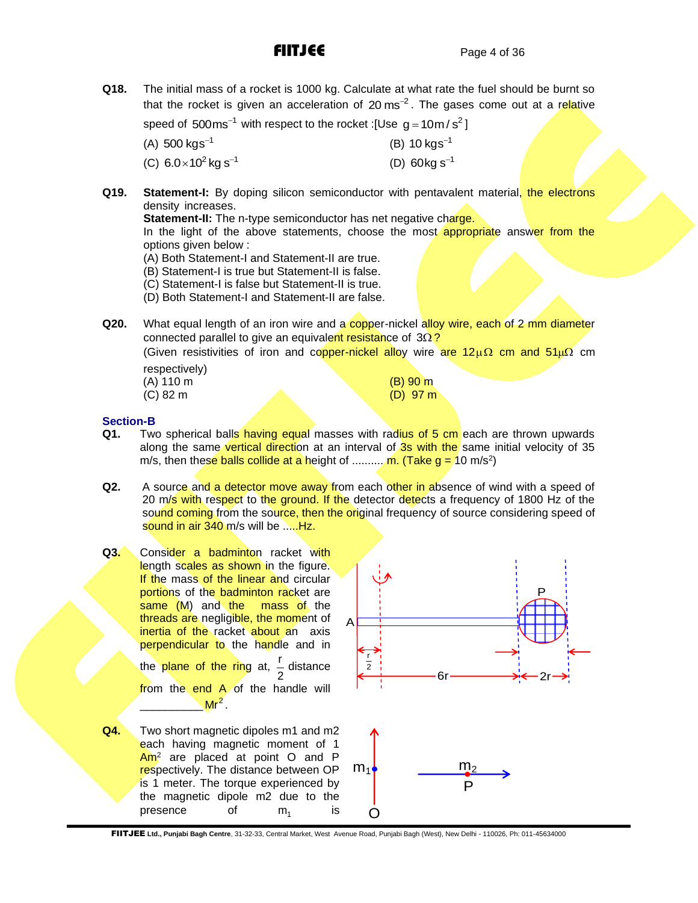**Q18.** The initial mass of a rocket is 1000 kg. Calculate at what rate the fuel should be burnt so that the rocket is given an acceleration of $20\,ms^{-2}$. The gases come out at a relative speed of $500 ms^{-1}$ with respect to the rocket :[Use $g = 10 m/s^2$]

(A) $500\,kgs^{-1}$  (B) $10\,kgs^{-1}$
(C) $6.0 \times 10^2\,kg\,s^{-1}$  (D) $60 kg\,s^{-1}$

**Q19.** **Statement-I:** By doping silicon semiconductor with pentavalent material, the electrons density increases.
**Statement-II:** The n-type semiconductor has net negative charge.
In the light of the above statements, choose the most appropriate answer from the options given below :
(A) Both Statement-I and Statement-II are true.
(B) Statement-I is true but Statement-II is false.
(C) Statement-I is false but Statement-II is true.
(D) Both Statement-I and Statement-II are false.

**Q20.** What equal length of an iron wire and a copper-nickel alloy wire, each of 2 mm diameter connected parallel to give an equivalent resistance of $3\Omega$?
(Given resistivities of iron and copper-nickel alloy wire are $12\mu\Omega$ cm and $51\mu\Omega$ cm respectively)
(A) 110 m  (B) 90 m
(C) 82 m  (D) 97 m

## Section-B

**Q1.** Two spherical balls having equal masses with radius of 5 cm each are thrown upwards along the same vertical direction at an interval of 3s with the same initial velocity of 35 m/s, then these balls collide at a height of .......... m. (Take g = 10 m/s$^2$)

**Q2.** A source and a detector move away from each other in absence of wind with a speed of 20 m/s with respect to the ground. If the detector detects a frequency of 1800 Hz of the sound coming from the source, then the original frequency of source considering speed of sound in air 340 m/s will be .....Hz.

**Q3.** Consider a badminton racket with length scales as shown in the figure. If the mass of the linear and circular portions of the badminton racket are same (M) and the mass of the threads are negligible, the moment of inertia of the racket about an axis perpendicular to the handle and in the plane of the ring at, $\frac{r}{2}$ distance from the end A of the handle will __________ $Mr^2$.

**Q4.** Two short magnetic dipoles m1 and m2 each having magnetic moment of 1 Am$^2$ are placed at point O and P respectively. The distance between OP is 1 meter. The torque experienced by the magnetic dipole m2 due to the presence of $m_1$ is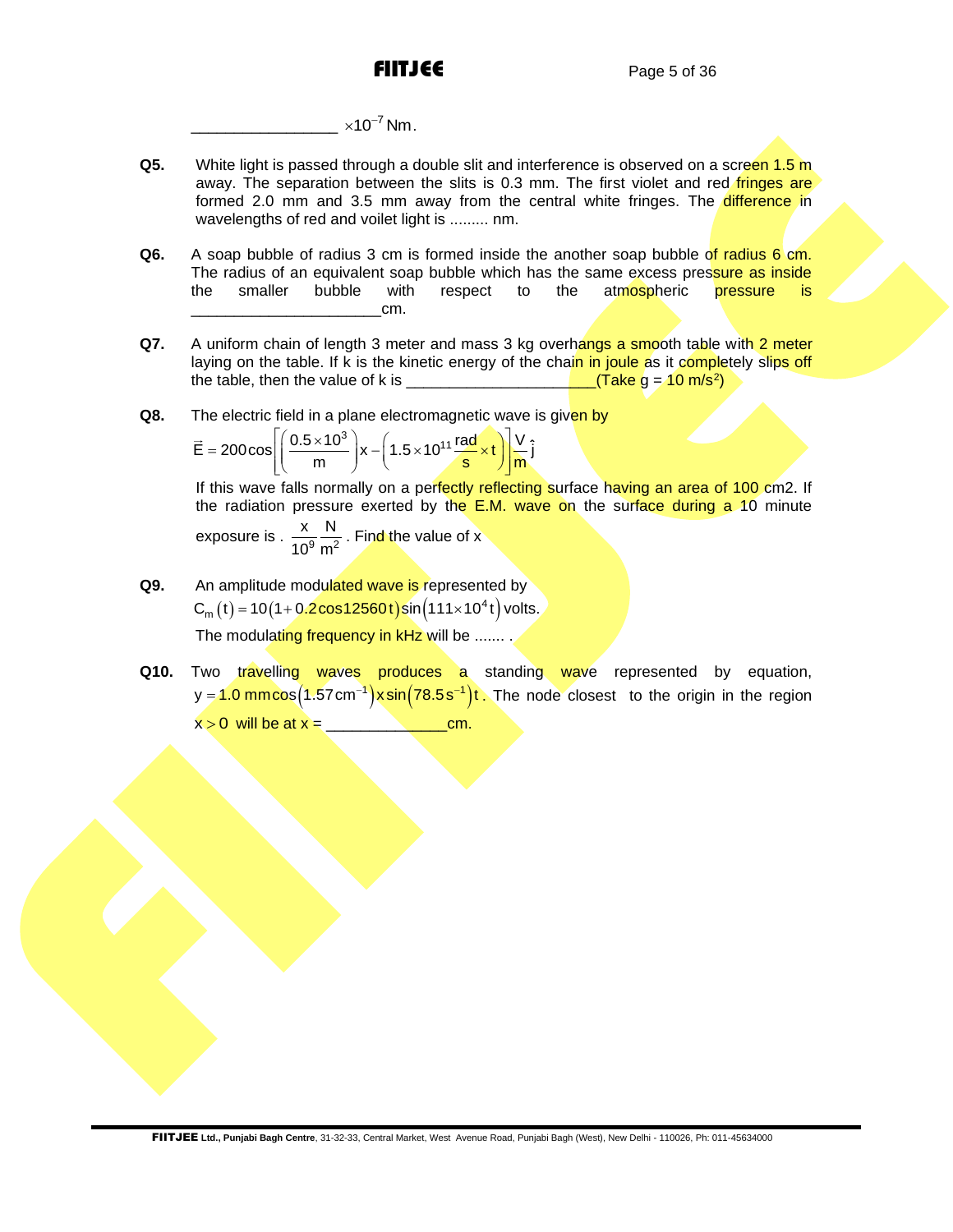_______________ $\times 10^{-7}$ Nm.

**Q5.** White light is passed through a double slit and interference is observed on a screen 1.5 m away. The separation between the slits is 0.3 mm. The first violet and red fringes are formed 2.0 mm and 3.5 mm away from the central white fringes. The difference in wavelengths of red and voilet light is ......... nm.

**Q6.** A soap bubble of radius 3 cm is formed inside the another soap bubble of radius 6 cm. The radius of an equivalent soap bubble which has the same excess pressure as inside the smaller bubble with respect to the atmospheric pressure is _____________________cm.

**Q7.** A uniform chain of length 3 meter and mass 3 kg overhangs a smooth table with 2 meter laying on the table. If k is the kinetic energy of the chain in joule as it completely slips off the table, then the value of k is _____________________(Take g = 10 m/s²)

**Q8.** The electric field in a plane electromagnetic wave is given by

$$\vec{E} = 200\cos\left[\left(\frac{0.5\times10^{3}}{m}\right)x - \left(1.5\times10^{11}\frac{rad}{s}\times t\right)\right]\frac{V}{m}\hat{j}$$

If this wave falls normally on a perfectly reflecting surface having an area of 100 cm2. If the radiation pressure exerted by the E.M. wave on the surface during a 10 minute exposure is . $\frac{x}{10^9}\frac{N}{m^2}$ . Find the value of x

**Q9.** An amplitude modulated wave is represented by

$C_m(t) = 10(1 + 0.2\cos 12560t)\sin(111\times10^4 t)$ volts.

The modulating frequency in kHz will be ....... .

**Q10.** Two travelling waves produces a standing wave represented by equation, $y = 1.0\text{ mm}\cos(1.57\text{ cm}^{-1})x\sin(78.5\text{ s}^{-1})t$. The node closest to the origin in the region $x > 0$ will be at x = ______________cm.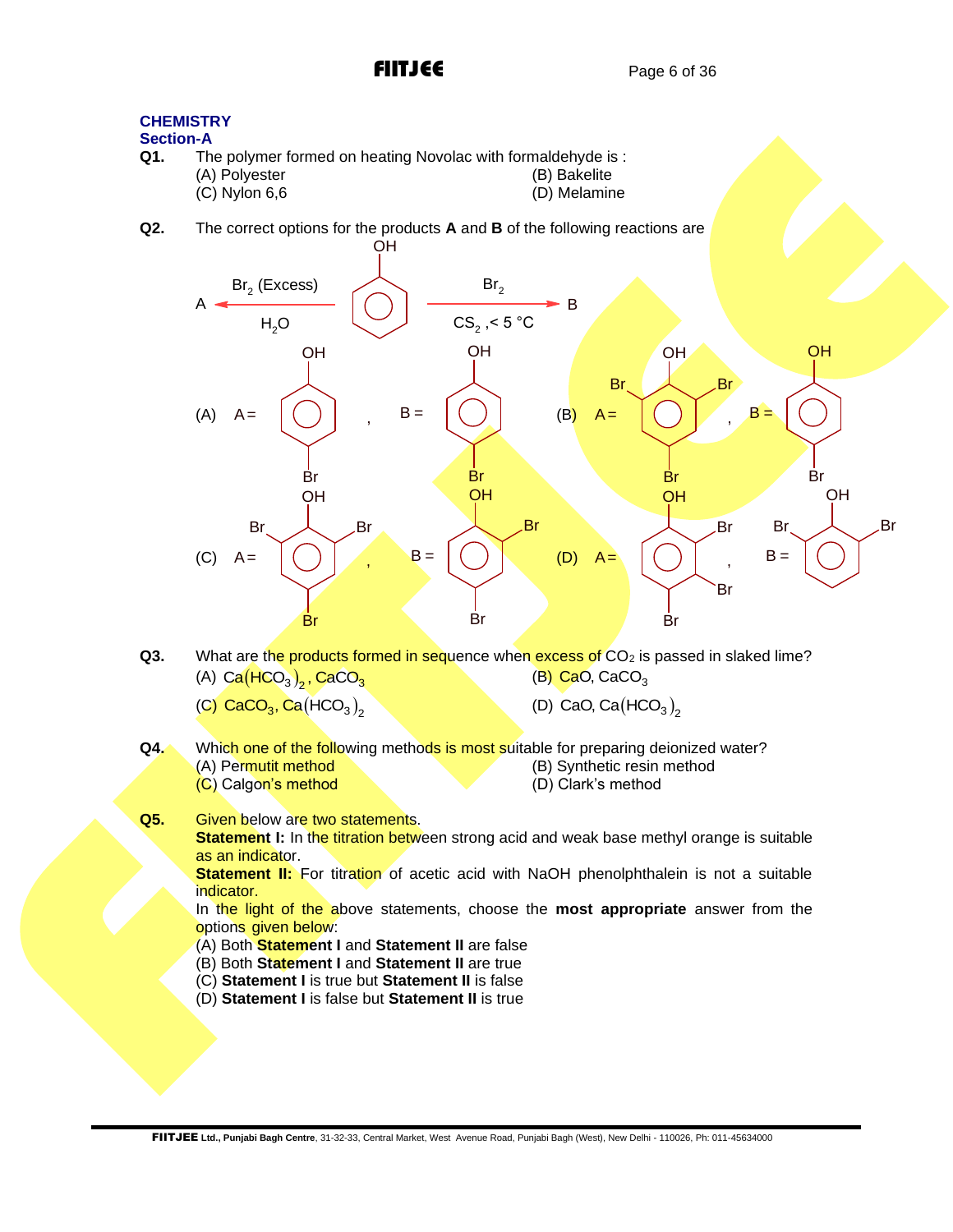## CHEMISTRY

### Section-A

**Q1.** The polymer formed on heating Novolac with formaldehyde is :

(A) Polyester
(B) Bakelite
(C) Nylon 6,6
(D) Melamine

**Q2.** The correct options for the products **A** and **B** of the following reactions are

A $\xleftarrow[H_2O]{Br_2\text{ (Excess)}}$ Phenol $\xrightarrow[CS_2, < 5\ °C]{Br_2}$ B

(A) A = 4-bromophenol, B = 4-bromophenol
(B) A = 2,4,6-tribromophenol, B = 4-bromophenol
(C) A = 2,4,6-tribromophenol, B = 2,4-dibromophenol
(D) A = 2,4,5-tribromophenol (Br at positions 2, 4, 5 relative to OH), B = 2,6-dibromophenol

**Q3.** What are the products formed in sequence when excess of $CO_2$ is passed in slaked lime?

(A) $Ca(HCO_3)_2$, $CaCO_3$
(B) $CaO$, $CaCO_3$
(C) $CaCO_3$, $Ca(HCO_3)_2$
(D) $CaO$, $Ca(HCO_3)_2$

**Q4.** Which one of the following methods is most suitable for preparing deionized water?

(A) Permutit method
(B) Synthetic resin method
(C) Calgon's method
(D) Clark's method

**Q5.** Given below are two statements.

**Statement I:** In the titration between strong acid and weak base methyl orange is suitable as an indicator.

**Statement II:** For titration of acetic acid with NaOH phenolphthalein is not a suitable indicator.

In the light of the above statements, choose the **most appropriate** answer from the options given below:

(A) Both **Statement I** and **Statement II** are false
(B) Both **Statement I** and **Statement II** are true
(C) **Statement I** is true but **Statement II** is false
(D) **Statement I** is false but **Statement II** is true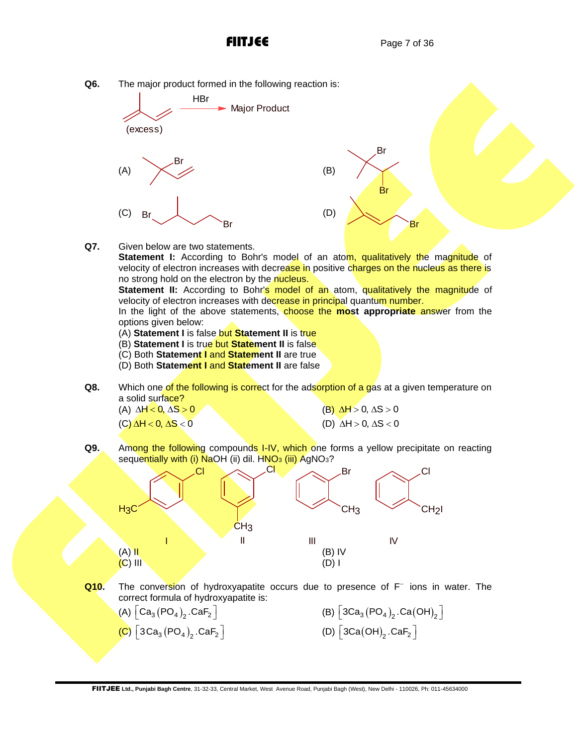**Q6.** The major product formed in the following reaction is:

(excess) $\xrightarrow{HBr}$ Major Product

(A)  (B)

(C)  (D)

**Q7.** Given below are two statements.

**Statement I:** According to Bohr's model of an atom, qualitatively the magnitude of velocity of electron increases with decrease in positive charges on the nucleus as there is no strong hold on the electron by the nucleus.

**Statement II:** According to Bohr's model of an atom, qualitatively the magnitude of velocity of electron increases with decrease in principal quantum number.

In the light of the above statements, choose the **most appropriate** answer from the options given below:

(A) **Statement I** is false but **Statement II** is true
(B) **Statement I** is true but **Statement II** is false
(C) Both **Statement I** and **Statement II** are true
(D) Both **Statement I** and **Statement II** are false

**Q8.** Which one of the following is correct for the adsorption of a gas at a given temperature on a solid surface?

(A) $\Delta H < 0, \Delta S > 0$
(B) $\Delta H > 0, \Delta S > 0$
(C) $\Delta H < 0, \Delta S < 0$
(D) $\Delta H > 0, \Delta S < 0$

**Q9.** Among the following compounds I-IV, which one forms a yellow precipitate on reacting sequentially with (i) NaOH (ii) dil. $HNO_3$ (iii) $AgNO_3$?

I: $H_3C$, Cl  II: Cl, $CH_3$  III: Br, $CH_3$  IV: Cl, $CH_2I$

(A) II
(B) IV
(C) III
(D) I

**Q10.** The conversion of hydroxyapatite occurs due to presence of $F^-$ ions in water. The correct formula of hydroxyapatite is:

(A) $[Ca_3(PO_4)_2.CaF_2]$
(B) $[3Ca_3(PO_4)_2.Ca(OH)_2]$
(C) $[3Ca_3(PO_4)_2.CaF_2]$
(D) $[3Ca(OH)_2.CaF_2]$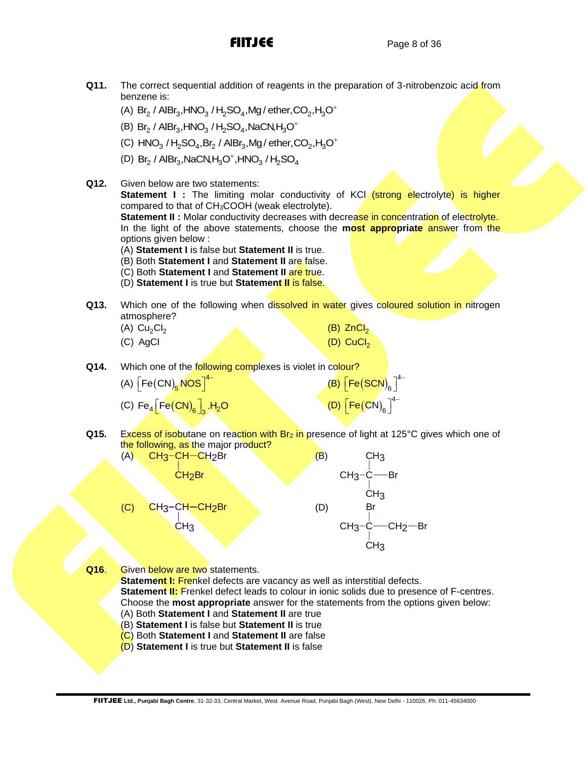**Q11.** The correct sequential addition of reagents in the preparation of 3-nitrobenzoic acid from benzene is:

(A) $Br_2 / AlBr_3, HNO_3 / H_2SO_4, Mg / ether, CO_2, H_3O^+$

(B) $Br_2 / AlBr_3, HNO_3 / H_2SO_4, NaCN, H_3O^+$

(C) $HNO_3 / H_2SO_4, Br_2 / AlBr_3, Mg / ether, CO_2, H_3O^+$

(D) $Br_2 / AlBr_3, NaCN, H_3O^+, HNO_3 / H_2SO_4$

**Q12.** Given below are two statements:

**Statement I :** The limiting molar conductivity of KCl (strong electrolyte) is higher compared to that of $CH_3COOH$ (weak electrolyte).

**Statement II :** Molar conductivity decreases with decrease in concentration of electrolyte.

In the light of the above statements, choose the **most appropriate** answer from the options given below :

(A) **Statement I** is false but **Statement II** is true.
(B) Both **Statement I** and **Statement II** are false.
(C) Both **Statement I** and **Statement II** are true.
(D) **Statement I** is true but **Statement II** is false.

**Q13.** Which one of the following when dissolved in water gives coloured solution in nitrogen atmosphere?

(A) $Cu_2Cl_2$ (B) $ZnCl_2$
(C) AgCl (D) $CuCl_2$

**Q14.** Which one of the following complexes is violet in colour?

(A) $\left[Fe(CN)_5 NOS\right]^{4-}$ (B) $\left[Fe(SCN)_6\right]^{4-}$
(C) $Fe_4\left[Fe(CN)_6\right]_3 .H_2O$ (D) $\left[Fe(CN)_6\right]^{4-}$

**Q15.** Excess of isobutane on reaction with $Br_2$ in presence of light at 125°C gives which one of the following, as the major product?

(A) $CH_3-CH(CH_2Br)-CH_2Br$

(B) $(CH_3)_3C-Br$ (i.e., $CH_3-C(CH_3)(CH_3)-Br$)

(C) $CH_3-CH(CH_3)-CH_2Br$

(D) $CH_3-C(Br)(CH_3)-CH_2-Br$

**Q16.** Given below are two statements.

**Statement I:** Frenkel defects are vacancy as well as interstitial defects.

**Statement II:** Frenkel defect leads to colour in ionic solids due to presence of F-centres.

Choose the **most appropriate** answer for the statements from the options given below:

(A) Both **Statement I** and **Statement II** are true
(B) **Statement I** is false but **Statement II** is true
(C) Both **Statement I** and **Statement II** are false
(D) **Statement I** is true but **Statement II** is false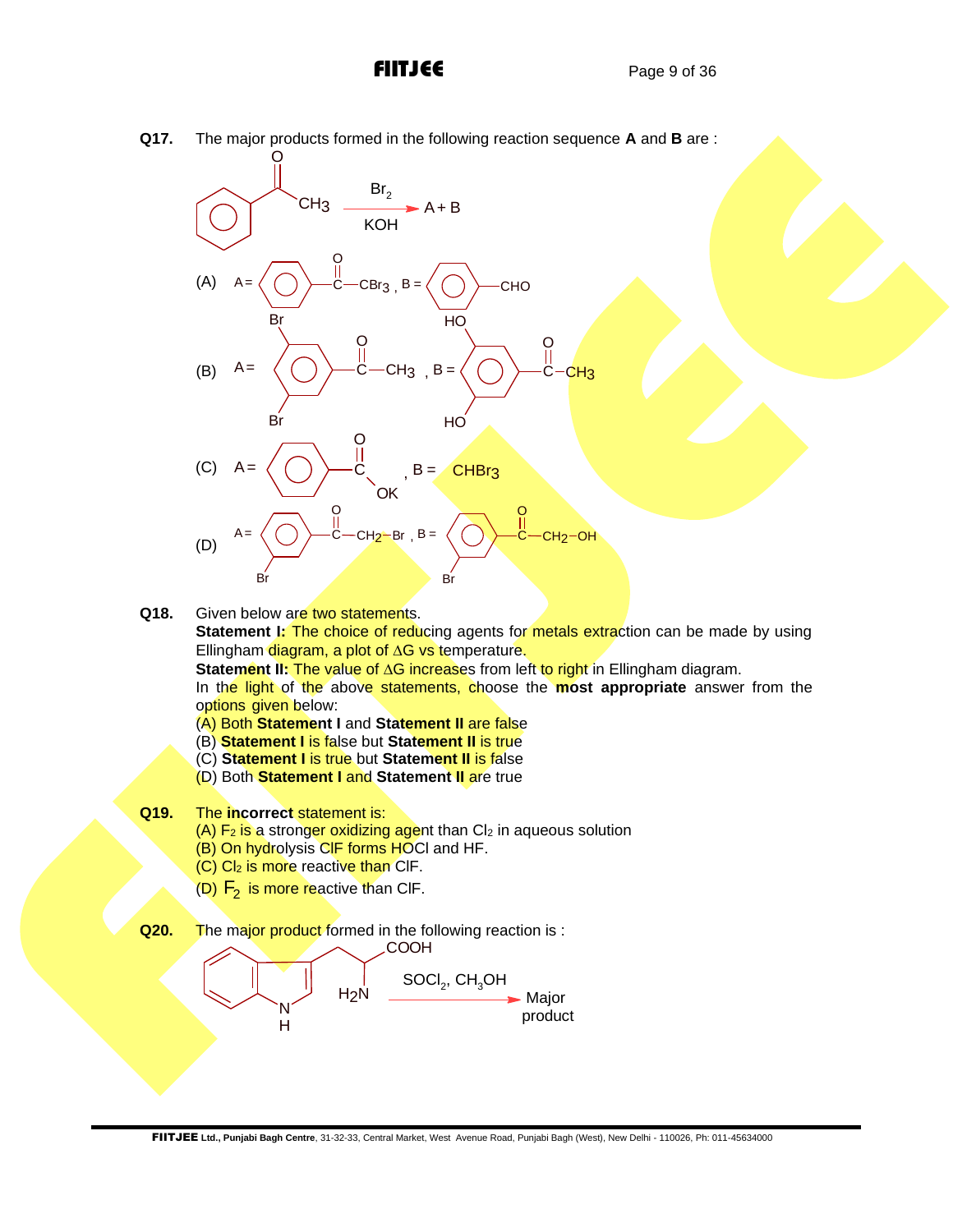**Q17.** The major products formed in the following reaction sequence **A** and **B** are :

$$C_6H_5COCH_3 \xrightarrow[KOH]{Br_2} A + B$$

(A) A = $C_6H_5-\overset{O}{\overset{\|}{C}}-CBr_3$ , B = $C_6H_5-CHO$

(B) A = 3,5-dibromo-$C_6H_3-\overset{O}{\overset{\|}{C}}-CH_3$ , B = 3,5-dihydroxy-$C_6H_3-\overset{O}{\overset{\|}{C}}-CH_3$

(C) A = $C_6H_5-\overset{O}{\overset{\|}{C}}-OK$ , B = $CHBr_3$

(D) A = 3-bromo-$C_6H_4-\overset{O}{\overset{\|}{C}}-CH_2-Br$ , B = 3-bromo-$C_6H_4-\overset{O}{\overset{\|}{C}}-CH_2-OH$

**Q18.** Given below are two statements.

**Statement I:** The choice of reducing agents for metals extraction can be made by using Ellingham diagram, a plot of $\Delta G$ vs temperature.

**Statement II:** The value of $\Delta G$ increases from left to right in Ellingham diagram.

In the light of the above statements, choose the **most appropriate** answer from the options given below:

(A) Both **Statement I** and **Statement II** are false

(B) **Statement I** is false but **Statement II** is true

(C) **Statement I** is true but **Statement II** is false

(D) Both **Statement I** and **Statement II** are true

**Q19.** The **incorrect** statement is:

(A) $F_2$ is a stronger oxidizing agent than $Cl_2$ in aqueous solution

(B) On hydrolysis ClF forms HOCl and HF.

(C) $Cl_2$ is more reactive than ClF.

(D) $F_2$ is more reactive than ClF.

**Q20.** The major product formed in the following reaction is :

$$\text{Tryptophan (indol-3-yl)}-CH_2-CH(NH_2)-COOH \xrightarrow{SOCl_2,\ CH_3OH} \text{Major product}$$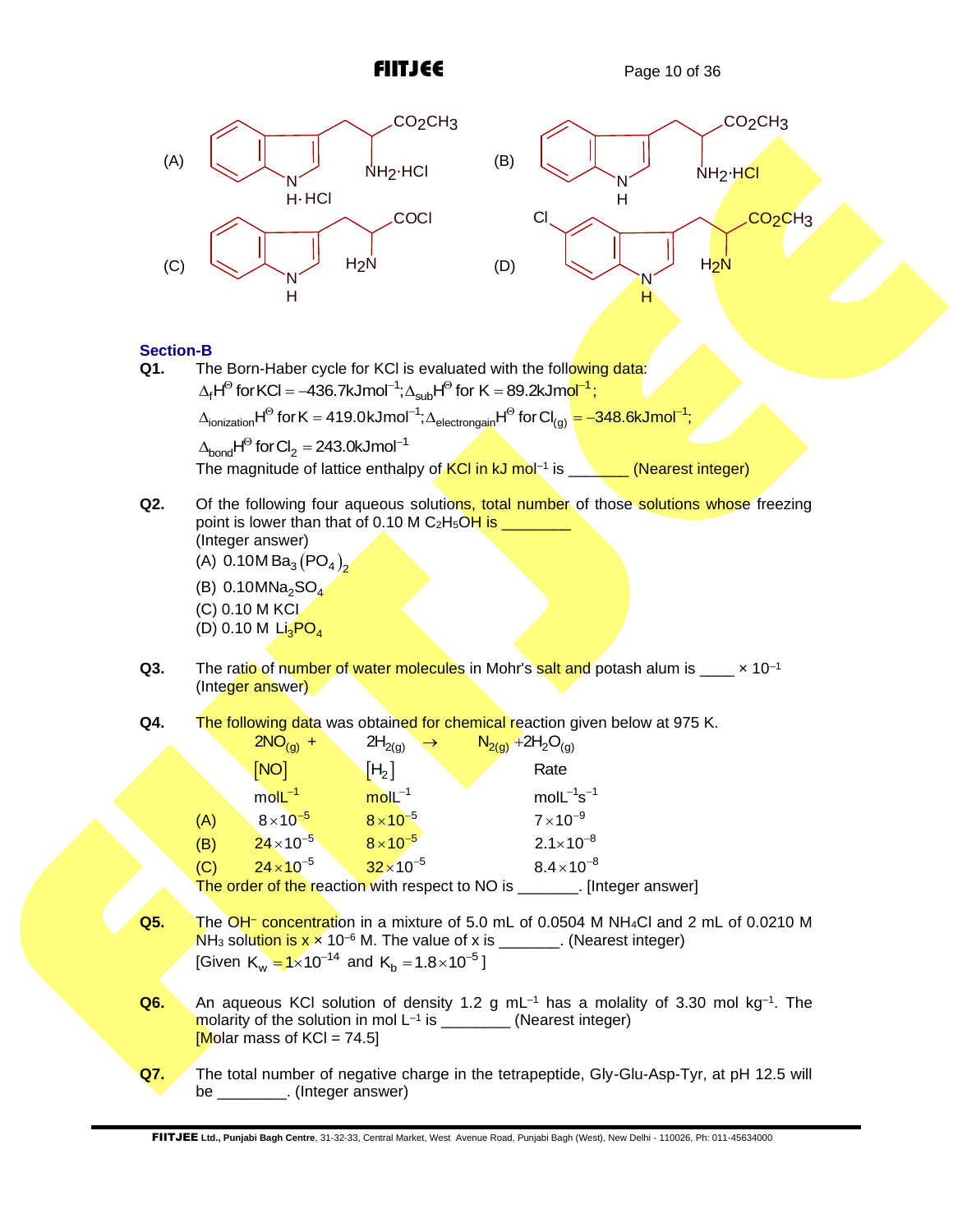(A) [Structure: indole ring with N–H·HCl; side chain $CH_2CH(NH_2\cdot HCl)CO_2CH_3$]

(B) [Structure: indole ring with N–H; side chain $CH_2CH(NH_2\cdot HCl)CO_2CH_3$]

(C) [Structure: indole ring with N–H; side chain $CH_2CH(H_2N)COCl$]

(D) [Structure: 5-chloro indole ring with N–H; side chain $CH_2CH(H_2N)CO_2CH_3$]

## Section-B

**Q1.** The Born-Haber cycle for KCl is evaluated with the following data:

$\Delta_f H^\ominus$ for KCl $= -436.7\,kJmol^{-1}$; $\Delta_{sub}H^\ominus$ for K $= 89.2\,kJmol^{-1}$;

$\Delta_{ionization}H^\ominus$ for K $= 419.0\,kJmol^{-1}$; $\Delta_{electrongain}H^\ominus$ for $Cl_{(g)} = -348.6\,kJmol^{-1}$;

$\Delta_{bond}H^\ominus$ for $Cl_2 = 243.0\,kJmol^{-1}$

The magnitude of lattice enthalpy of KCl in kJ $mol^{-1}$ is _______ (Nearest integer)

**Q2.** Of the following four aqueous solutions, total number of those solutions whose freezing point is lower than that of 0.10 M $C_2H_5OH$ is ________
(Integer answer)

(A) $0.10M\ Ba_3(PO_4)_2$

(B) $0.10M\ Na_2SO_4$

(C) 0.10 M KCl

(D) 0.10 M $Li_3PO_4$

**Q3.** The ratio of number of water molecules in Mohr's salt and potash alum is ____ $\times 10^{-1}$
(Integer answer)

**Q4.** The following data was obtained for chemical reaction given below at 975 K.

$$2NO_{(g)} + 2H_{2(g)} \rightarrow N_{2(g)} + 2H_2O_{(g)}$$

| | $[NO]$ $molL^{-1}$ | $[H_2]$ $molL^{-1}$ | Rate $molL^{-1}s^{-1}$ |
|---|---|---|---|
| (A) | $8\times10^{-5}$ | $8\times10^{-5}$ | $7\times10^{-9}$ |
| (B) | $24\times10^{-5}$ | $8\times10^{-5}$ | $2.1\times10^{-8}$ |
| (C) | $24\times10^{-5}$ | $32\times10^{-5}$ | $8.4\times10^{-8}$ |

The order of the reaction with respect to NO is _______. [Integer answer]

**Q5.** The $OH^-$ concentration in a mixture of 5.0 mL of 0.0504 M $NH_4Cl$ and 2 mL of 0.0210 M $NH_3$ solution is x $\times 10^{-6}$ M. The value of x is _______. (Nearest integer)
[Given $K_w = 1\times10^{-14}$ and $K_b = 1.8\times10^{-5}$]

**Q6.** An aqueous KCl solution of density 1.2 g $mL^{-1}$ has a molality of 3.30 mol $kg^{-1}$. The molarity of the solution in mol $L^{-1}$ is ________ (Nearest integer)
[Molar mass of KCl = 74.5]

**Q7.** The total number of negative charge in the tetrapeptide, Gly-Glu-Asp-Tyr, at pH 12.5 will be ________. (Integer answer)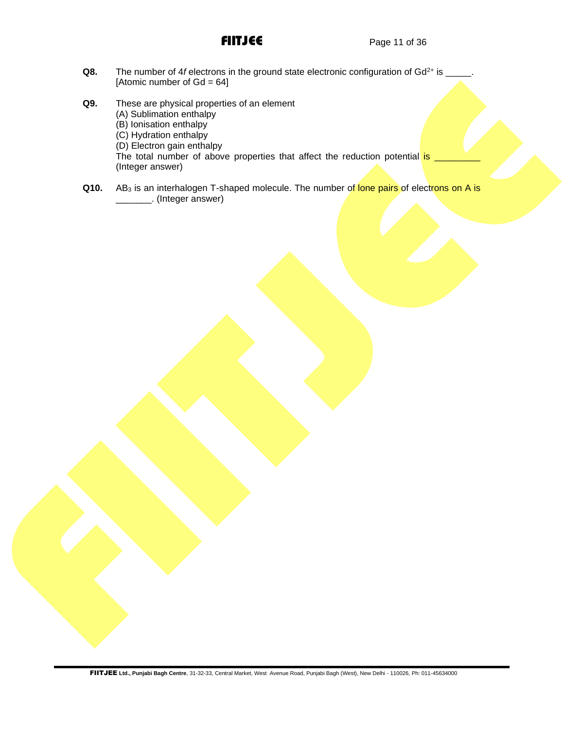**Q8.** The number of 4*f* electrons in the ground state electronic configuration of $Gd^{2+}$ is _____.
[Atomic number of Gd = 64]

**Q9.** These are physical properties of an element
(A) Sublimation enthalpy
(B) Ionisation enthalpy
(C) Hydration enthalpy
(D) Electron gain enthalpy
The total number of above properties that affect the reduction potential is _________ (Integer answer)

**Q10.** $AB_3$ is an interhalogen T-shaped molecule. The number of lone pairs of electrons on A is _______. (Integer answer)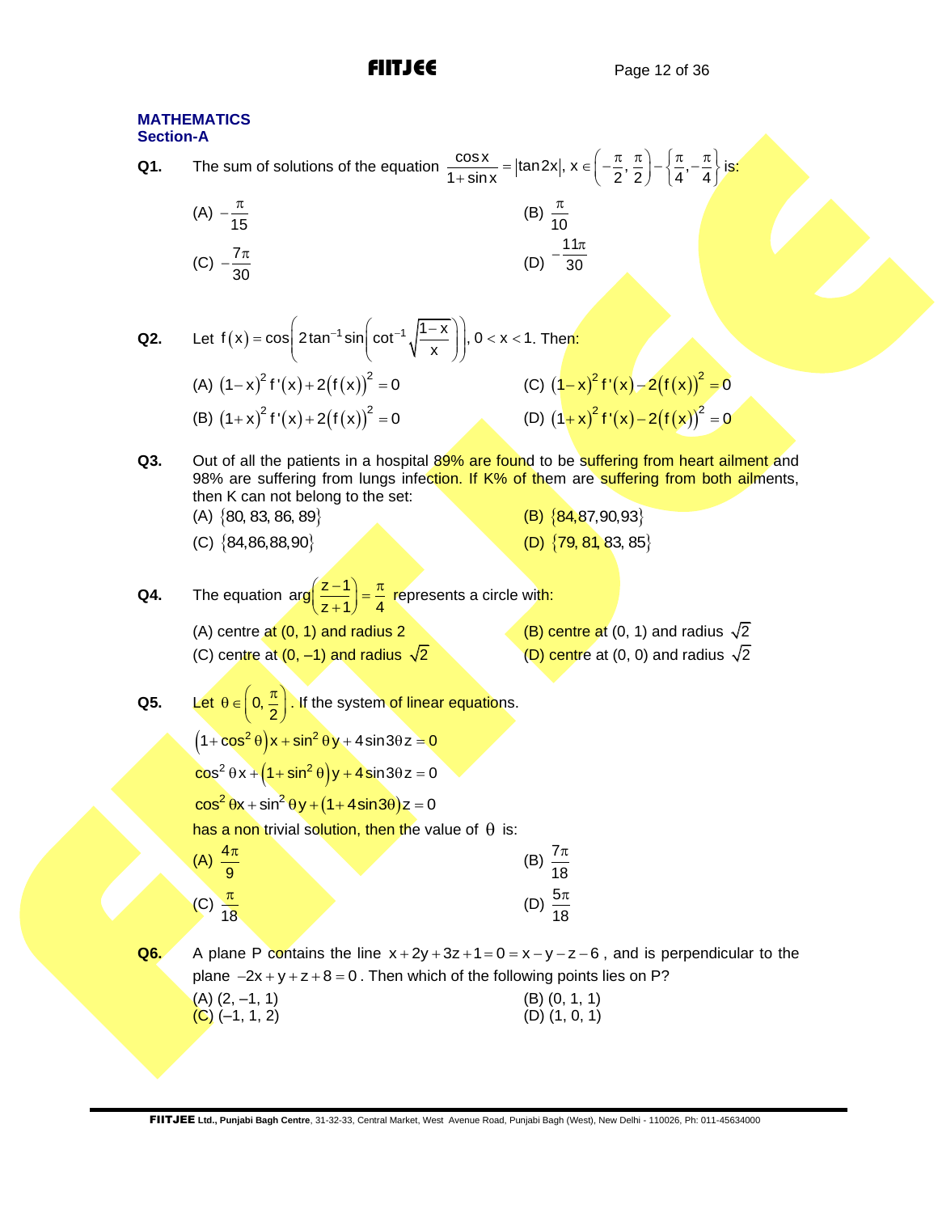## MATHEMATICS
### Section-A

**Q1.** The sum of solutions of the equation $\frac{\cos x}{1+\sin x} = |\tan 2x|,\ x \in \left(-\frac{\pi}{2}, \frac{\pi}{2}\right) - \left\{\frac{\pi}{4}, -\frac{\pi}{4}\right\}$ is:

(A) $-\frac{\pi}{15}$
(B) $\frac{\pi}{10}$
(C) $-\frac{7\pi}{30}$
(D) $-\frac{11\pi}{30}$

**Q2.** Let $f(x) = \cos\left(2\tan^{-1}\sin\left(\cot^{-1}\sqrt{\frac{1-x}{x}}\right)\right),\ 0 < x < 1$. Then:

(A) $(1-x)^2 f'(x) + 2(f(x))^2 = 0$
(B) $(1+x)^2 f'(x) + 2(f(x))^2 = 0$
(C) $(1-x)^2 f'(x) - 2(f(x))^2 = 0$
(D) $(1+x)^2 f'(x) - 2(f(x))^2 = 0$

**Q3.** Out of all the patients in a hospital 89% are found to be suffering from heart ailment and 98% are suffering from lungs infection. If K% of them are suffering from both ailments, then K can not belong to the set:

(A) $\{80, 83, 86, 89\}$
(B) $\{84, 87, 90, 93\}$
(C) $\{84, 86, 88, 90\}$
(D) $\{79, 81, 83, 85\}$

**Q4.** The equation $\arg\left(\frac{z-1}{z+1}\right) = \frac{\pi}{4}$ represents a circle with:

(A) centre at (0, 1) and radius 2
(B) centre at (0, 1) and radius $\sqrt{2}$
(C) centre at (0, –1) and radius $\sqrt{2}$
(D) centre at (0, 0) and radius $\sqrt{2}$

**Q5.** Let $\theta \in \left(0, \frac{\pi}{2}\right)$. If the system of linear equations.

$$(1+\cos^2\theta)x + \sin^2\theta\, y + 4\sin 3\theta\, z = 0$$

$$\cos^2\theta\, x + (1+\sin^2\theta)y + 4\sin 3\theta\, z = 0$$

$$\cos^2\theta\, x + \sin^2\theta\, y + (1+4\sin 3\theta)z = 0$$

has a non trivial solution, then the value of $\theta$ is:

(A) $\frac{4\pi}{9}$
(B) $\frac{7\pi}{18}$
(C) $\frac{\pi}{18}$
(D) $\frac{5\pi}{18}$

**Q6.** A plane P contains the line $x + 2y + 3z + 1 = 0 = x - y - z - 6$, and is perpendicular to the plane $-2x + y + z + 8 = 0$. Then which of the following points lies on P?

(A) (2, –1, 1)
(B) (0, 1, 1)
(C) (–1, 1, 2)
(D) (1, 0, 1)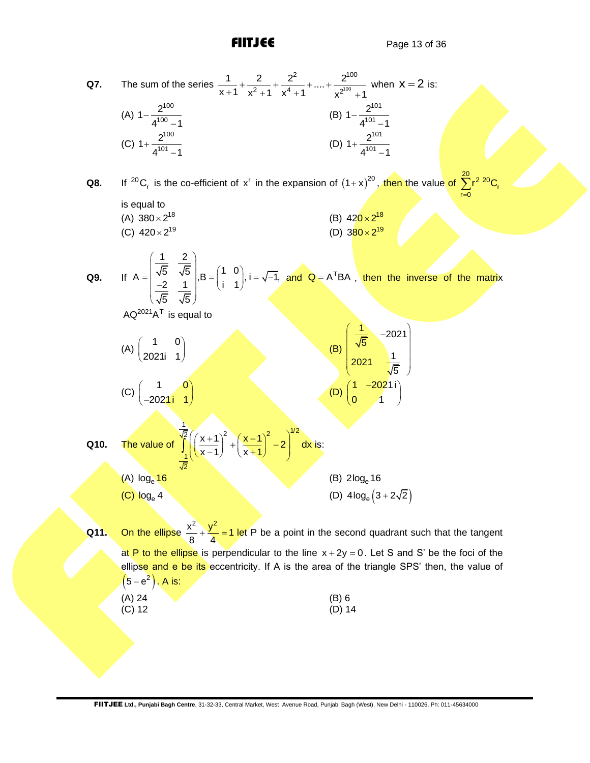**Q7.** The sum of the series $\frac{1}{x+1}+\frac{2}{x^2+1}+\frac{2^2}{x^4+1}+....+\frac{2^{100}}{x^{2^{100}}+1}$ when $x=2$ is:

(A) $1-\frac{2^{100}}{4^{100}-1}$

(B) $1-\frac{2^{101}}{4^{101}-1}$

(C) $1+\frac{2^{100}}{4^{101}-1}$

(D) $1+\frac{2^{101}}{4^{101}-1}$

**Q8.** If ${}^{20}C_r$ is the co-efficient of $x^r$ in the expansion of $(1+x)^{20}$, then the value of $\sum_{r=0}^{20} r^2\ {}^{20}C_r$ is equal to

(A) $380\times 2^{18}$

(B) $420\times 2^{18}$

(C) $420\times 2^{19}$

(D) $380\times 2^{19}$

**Q9.** If $A=\begin{pmatrix}\frac{1}{\sqrt{5}} & \frac{2}{\sqrt{5}}\\ \frac{-2}{\sqrt{5}} & \frac{1}{\sqrt{5}}\end{pmatrix}, B=\begin{pmatrix}1 & 0\\ i & 1\end{pmatrix}, i=\sqrt{-1}$, and $Q=A^TBA$, then the inverse of the matrix $AQ^{2021}A^T$ is equal to

(A) $\begin{pmatrix}1 & 0\\ 2021i & 1\end{pmatrix}$

(B) $\begin{pmatrix}\frac{1}{\sqrt{5}} & -2021\\ 2021 & \frac{1}{\sqrt{5}}\end{pmatrix}$

(C) $\begin{pmatrix}1 & 0\\ -2021i & 1\end{pmatrix}$

(D) $\begin{pmatrix}1 & -2021i\\ 0 & 1\end{pmatrix}$

**Q10.** The value of $\int_{\frac{-1}{\sqrt{2}}}^{\frac{1}{\sqrt{2}}}\left(\left(\frac{x+1}{x-1}\right)^2+\left(\frac{x-1}{x+1}\right)^2-2\right)^{1/2}dx$ is:

(A) $\log_e 16$

(B) $2\log_e 16$

(C) $\log_e 4$

(D) $4\log_e\left(3+2\sqrt{2}\right)$

**Q11.** On the ellipse $\frac{x^2}{8}+\frac{y^2}{4}=1$ let P be a point in the second quadrant such that the tangent at P to the ellipse is perpendicular to the line $x+2y=0$. Let S and S' be the foci of the ellipse and e be its eccentricity. If A is the area of the triangle SPS' then, the value of $\left(5-e^2\right)$. A is:

(A) 24

(B) 6

(C) 12

(D) 14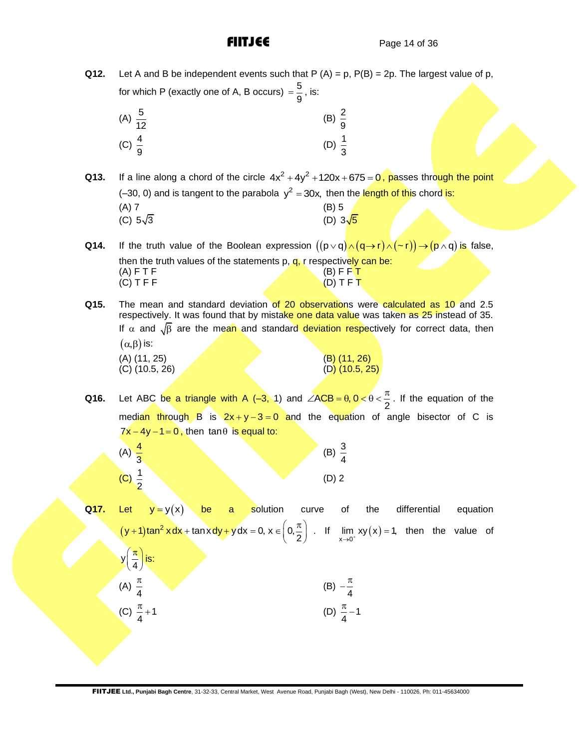**Q12.** Let A and B be independent events such that P (A) = p, P(B) = 2p. The largest value of p, for which P (exactly one of A, B occurs) $= \frac{5}{9}$, is:

(A) $\frac{5}{12}$ (B) $\frac{2}{9}$

(C) $\frac{4}{9}$ (D) $\frac{1}{3}$

**Q13.** If a line along a chord of the circle $4x^2 + 4y^2 + 120x + 675 = 0$, passes through the point (–30, 0) and is tangent to the parabola $y^2 = 30x$, then the length of this chord is:

(A) 7 (B) 5

(C) $5\sqrt{3}$ (D) $3\sqrt{5}$

**Q14.** If the truth value of the Boolean expression $\left((p \vee q) \wedge (q \rightarrow r) \wedge (\sim r)\right) \rightarrow (p \wedge q)$ is false, then the truth values of the statements p, q, r respectively can be:

(A) F T F (B) F F T

(C) T F F (D) T F T

**Q15.** The mean and standard deviation of 20 observations were calculated as 10 and 2.5 respectively. It was found that by mistake one data value was taken as 25 instead of 35. If $\alpha$ and $\sqrt{\beta}$ are the mean and standard deviation respectively for correct data, then $(\alpha, \beta)$ is:

(A) (11, 25) (B) (11, 26)

(C) (10.5, 26) (D) (10.5, 25)

**Q16.** Let ABC be a triangle with A (–3, 1) and $\angle ACB = \theta, 0 < \theta < \frac{\pi}{2}$. If the equation of the median through B is $2x + y - 3 = 0$ and the equation of angle bisector of C is $7x - 4y - 1 = 0$, then $\tan\theta$ is equal to:

(A) $\frac{4}{3}$ (B) $\frac{3}{4}$

(C) $\frac{1}{2}$ (D) 2

**Q17.** Let $y = y(x)$ be a solution curve of the differential equation $(y+1)\tan^2 x\,dx + \tan x\,dy + y\,dx = 0,\ x \in \left(0, \frac{\pi}{2}\right)$. If $\lim\limits_{x \to 0^+} xy(x) = 1$, then the value of $y\left(\frac{\pi}{4}\right)$ is:

(A) $\frac{\pi}{4}$ (B) $-\frac{\pi}{4}$

(C) $\frac{\pi}{4} + 1$ (D) $\frac{\pi}{4} - 1$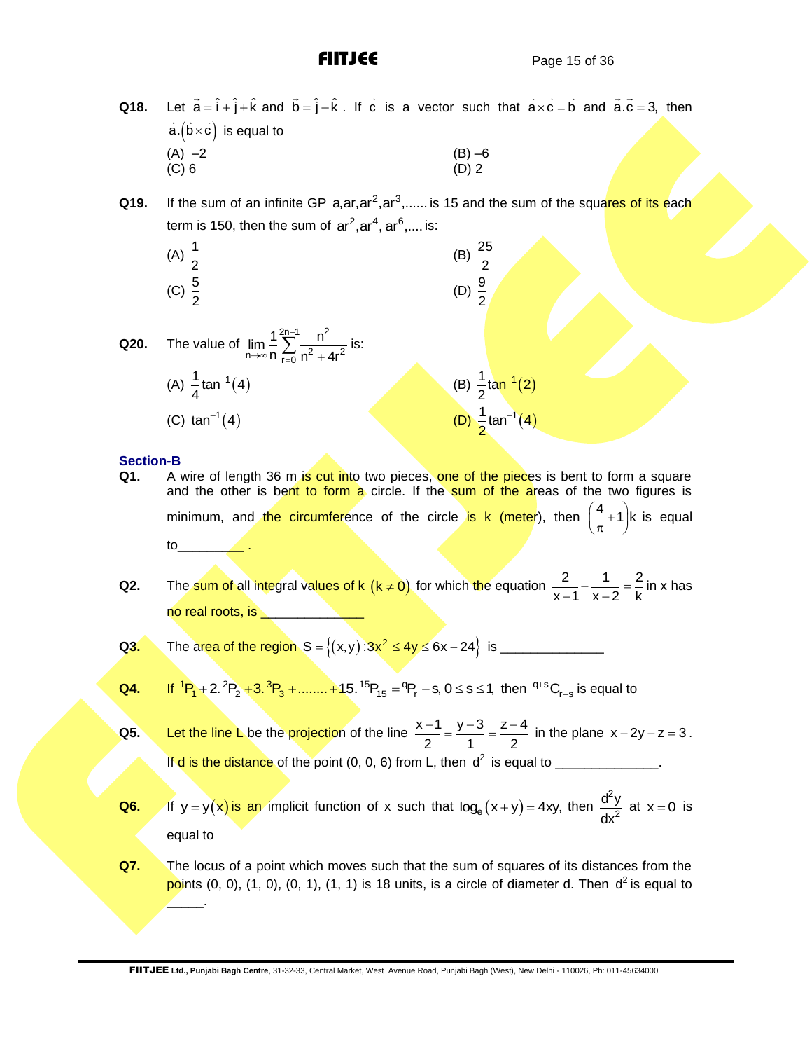**Q18.** Let $\vec{a} = \hat{i} + \hat{j} + \hat{k}$ and $\vec{b} = \hat{j} - \hat{k}$. If $\vec{c}$ is a vector such that $\vec{a} \times \vec{c} = \vec{b}$ and $\vec{a}.\vec{c} = 3$, then $\vec{a}.\left(\vec{b} \times \vec{c}\right)$ is equal to

(A) –2
(B) –6
(C) 6
(D) 2

**Q19.** If the sum of an infinite GP $a, ar, ar^2, ar^3, ......$ is 15 and the sum of the squares of its each term is 150, then the sum of $ar^2, ar^4, ar^6, ....$ is:

(A) $\frac{1}{2}$
(B) $\frac{25}{2}$
(C) $\frac{5}{2}$
(D) $\frac{9}{2}$

**Q20.** The value of $\lim_{n\to\infty} \frac{1}{n} \sum_{r=0}^{2n-1} \frac{n^2}{n^2 + 4r^2}$ is:

(A) $\frac{1}{4}\tan^{-1}(4)$
(B) $\frac{1}{2}\tan^{-1}(2)$
(C) $\tan^{-1}(4)$
(D) $\frac{1}{2}\tan^{-1}(4)$

## Section-B

**Q1.** A wire of length 36 m is cut into two pieces, one of the pieces is bent to form a square and the other is bent to form a circle. If the sum of the areas of the two figures is minimum, and the circumference of the circle is k (meter), then $\left(\frac{4}{\pi} + 1\right)k$ is equal to_________ .

**Q2.** The sum of all integral values of k $(k \neq 0)$ for which the equation $\frac{2}{x-1} - \frac{1}{x-2} = \frac{2}{k}$ in x has no real roots, is ______________

**Q3.** The area of the region $S = \left\{(x, y) : 3x^2 \leq 4y \leq 6x + 24\right\}$ is ______________

**Q4.** If $^{1}P_1 + 2.\,^{2}P_2 + 3.\,^{3}P_3 + ........ + 15.\,^{15}P_{15} = \,^{q}P_r - s,\ 0 \leq s \leq 1,$ then $^{q+s}C_{r-s}$ is equal to

**Q5.** Let the line L be the projection of the line $\frac{x-1}{2} = \frac{y-3}{1} = \frac{z-4}{2}$ in the plane $x - 2y - z = 3$. If d is the distance of the point (0, 0, 6) from L, then $d^2$ is equal to ______________.

**Q6.** If $y = y(x)$ is an implicit function of x such that $\log_e(x + y) = 4xy$, then $\frac{d^2y}{dx^2}$ at $x = 0$ is equal to

**Q7.** The locus of a point which moves such that the sum of squares of its distances from the points (0, 0), (1, 0), (0, 1), (1, 1) is 18 units, is a circle of diameter d. Then $d^2$ is equal to _____.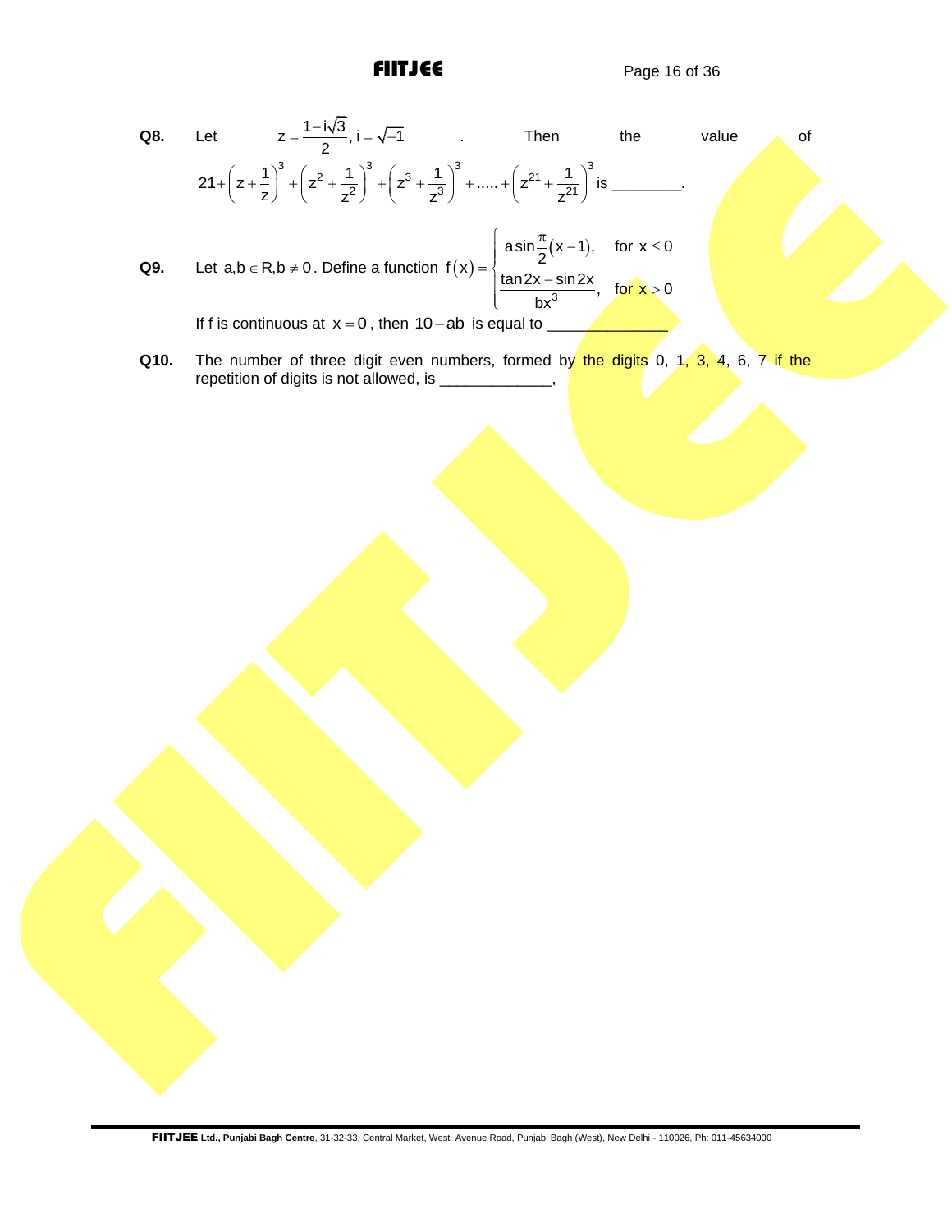**Q8.** Let $z = \frac{1-i\sqrt{3}}{2}, i = \sqrt{-1}$. Then the value of $21 + \left(z + \frac{1}{z}\right)^3 + \left(z^2 + \frac{1}{z^2}\right)^3 + \left(z^3 + \frac{1}{z^3}\right)^3 + \ldots + \left(z^{21} + \frac{1}{z^{21}}\right)^3$ is ________.

**Q9.** Let $a, b \in R, b \neq 0$. Define a function $f(x) = \begin{cases} a \sin\frac{\pi}{2}(x-1), & \text{for } x \leq 0 \\ \frac{\tan 2x - \sin 2x}{bx^3}, & \text{for } x > 0 \end{cases}$

If f is continuous at $x = 0$, then $10 - ab$ is equal to ______________

**Q10.** The number of three digit even numbers, formed by the digits 0, 1, 3, 4, 6, 7 if the repetition of digits is not allowed, is _____________,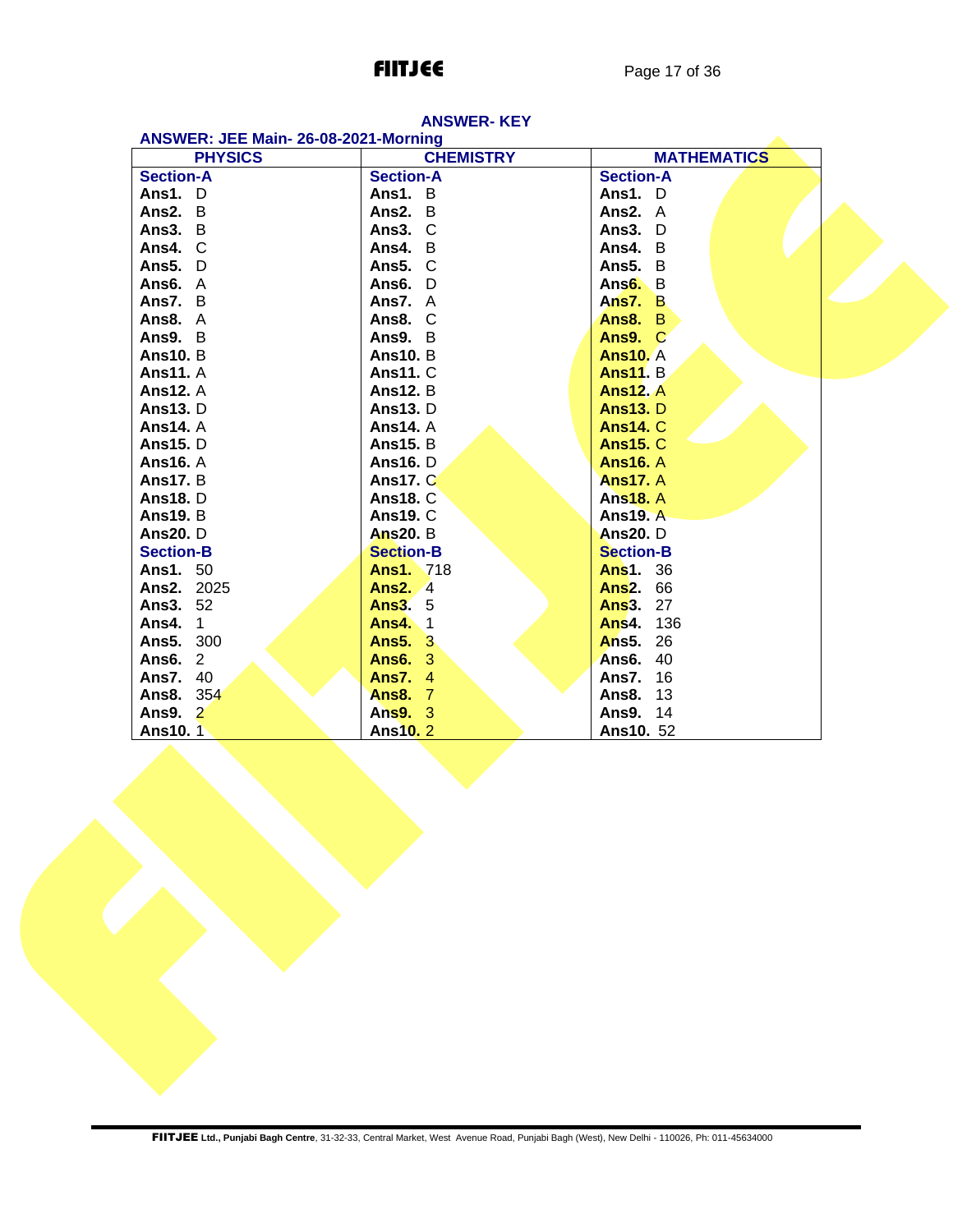## ANSWER- KEY

### ANSWER: JEE Main- 26-08-2021-Morning

| PHYSICS | CHEMISTRY | MATHEMATICS |
|---|---|---|
| **Section-A** | **Section-A** | **Section-A** |
| **Ans1.** D | **Ans1.** B | **Ans1.** D |
| **Ans2.** B | **Ans2.** B | **Ans2.** A |
| **Ans3.** B | **Ans3.** C | **Ans3.** D |
| **Ans4.** C | **Ans4.** B | **Ans4.** B |
| **Ans5.** D | **Ans5.** C | **Ans5.** B |
| **Ans6.** A | **Ans6.** D | **Ans6.** B |
| **Ans7.** B | **Ans7.** A | **Ans7.** B |
| **Ans8.** A | **Ans8.** C | **Ans8.** B |
| **Ans9.** B | **Ans9.** B | **Ans9.** C |
| **Ans10.** B | **Ans10.** B | **Ans10.** A |
| **Ans11.** A | **Ans11.** C | **Ans11.** B |
| **Ans12.** A | **Ans12.** B | **Ans12.** A |
| **Ans13.** D | **Ans13.** D | **Ans13.** D |
| **Ans14.** A | **Ans14.** A | **Ans14.** C |
| **Ans15.** D | **Ans15.** B | **Ans15.** C |
| **Ans16.** A | **Ans16.** D | **Ans16.** A |
| **Ans17.** B | **Ans17.** C | **Ans17.** A |
| **Ans18.** D | **Ans18.** C | **Ans18.** A |
| **Ans19.** B | **Ans19.** C | **Ans19.** A |
| **Ans20.** D | **Ans20.** B | **Ans20.** D |
| **Section-B** | **Section-B** | **Section-B** |
| **Ans1.** 50 | **Ans1.** 718 | **Ans1.** 36 |
| **Ans2.** 2025 | **Ans2.** 4 | **Ans2.** 66 |
| **Ans3.** 52 | **Ans3.** 5 | **Ans3.** 27 |
| **Ans4.** 1 | **Ans4.** 1 | **Ans4.** 136 |
| **Ans5.** 300 | **Ans5.** 3 | **Ans5.** 26 |
| **Ans6.** 2 | **Ans6.** 3 | **Ans6.** 40 |
| **Ans7.** 40 | **Ans7.** 4 | **Ans7.** 16 |
| **Ans8.** 354 | **Ans8.** 7 | **Ans8.** 13 |
| **Ans9.** 2 | **Ans9.** 3 | **Ans9.** 14 |
| **Ans10.** 1 | **Ans10.** 2 | **Ans10.** 52 |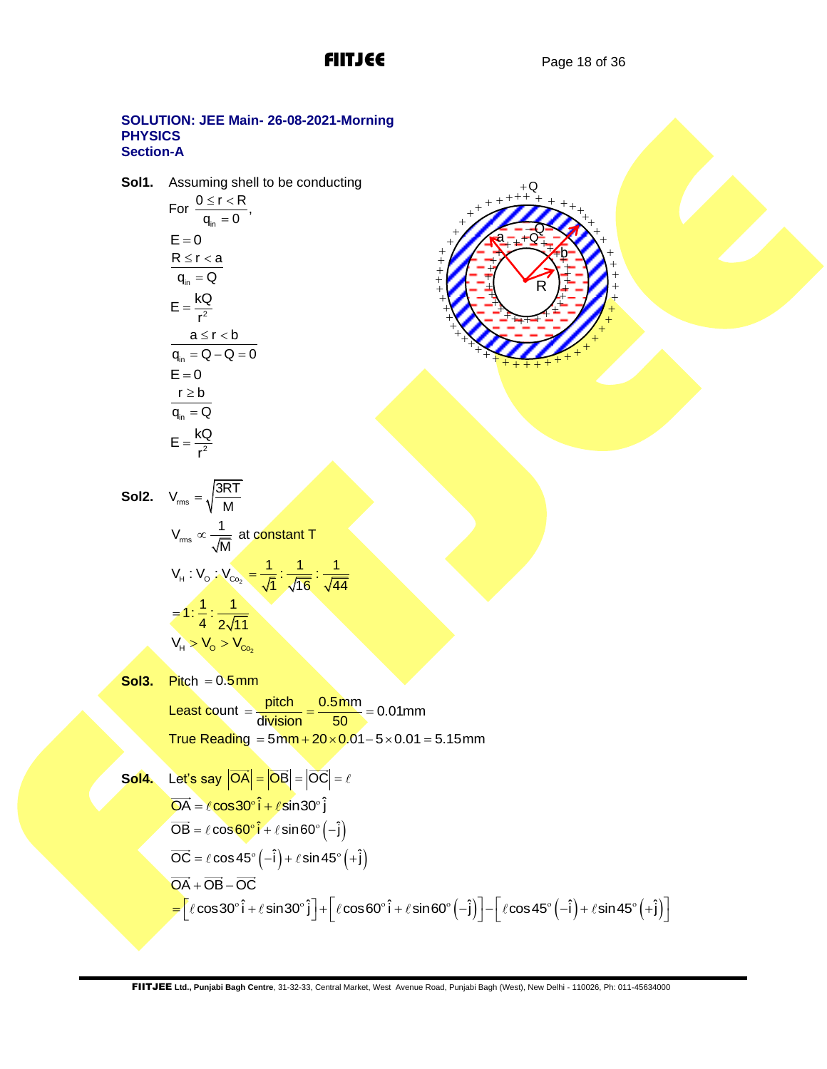**SOLUTION: JEE Main- 26-08-2021-Morning**
**PHYSICS**
**Section-A**

**Sol1.** Assuming shell to be conducting

For $\dfrac{0 \le r < R}{q_{in} = 0}$,

$E = 0$

$\dfrac{R \le r < a}{q_{in} = Q}$

$E = \dfrac{kQ}{r^2}$

$\dfrac{a \le r < b}{q_{in} = Q - Q = 0}$

$E = 0$

$\dfrac{r \ge b}{q_{in} = Q}$

$E = \dfrac{kQ}{r^2}$

**Sol2.** $V_{rms} = \sqrt{\dfrac{3RT}{M}}$

$V_{rms} \propto \dfrac{1}{\sqrt{M}}$ at constant T

$V_H : V_O : V_{Co_2} = \dfrac{1}{\sqrt{1}} : \dfrac{1}{\sqrt{16}} : \dfrac{1}{\sqrt{44}}$

$= 1 : \dfrac{1}{4} : \dfrac{1}{2\sqrt{11}}$

$V_H > V_O > V_{Co_2}$

**Sol3.** Pitch $= 0.5\text{mm}$

Least count $= \dfrac{\text{pitch}}{\text{division}} = \dfrac{0.5\text{mm}}{50} = 0.01\text{mm}$

True Reading $= 5\text{mm} + 20 \times 0.01 - 5 \times 0.01 = 5.15\text{mm}$

**Sol4.** Let's say $|\overrightarrow{OA}| = |\overrightarrow{OB}| = |\overrightarrow{OC}| = \ell$

$\overrightarrow{OA} = \ell\cos 30^\circ \hat{i} + \ell \sin 30^\circ \hat{j}$

$\overrightarrow{OB} = \ell\cos 60^\circ \hat{i} + \ell \sin 60^\circ \left(-\hat{j}\right)$

$\overrightarrow{OC} = \ell\cos 45^\circ \left(-\hat{i}\right) + \ell \sin 45^\circ \left(+\hat{j}\right)$

$\overrightarrow{OA} + \overrightarrow{OB} - \overrightarrow{OC}$

$= \left[\ell\cos 30^\circ \hat{i} + \ell \sin 30^\circ \hat{j}\right] + \left[\ell\cos 60^\circ \hat{i} + \ell \sin 60^\circ \left(-\hat{j}\right)\right] - \left[\ell\cos 45^\circ \left(-\hat{i}\right) + \ell \sin 45^\circ \left(+\hat{j}\right)\right]$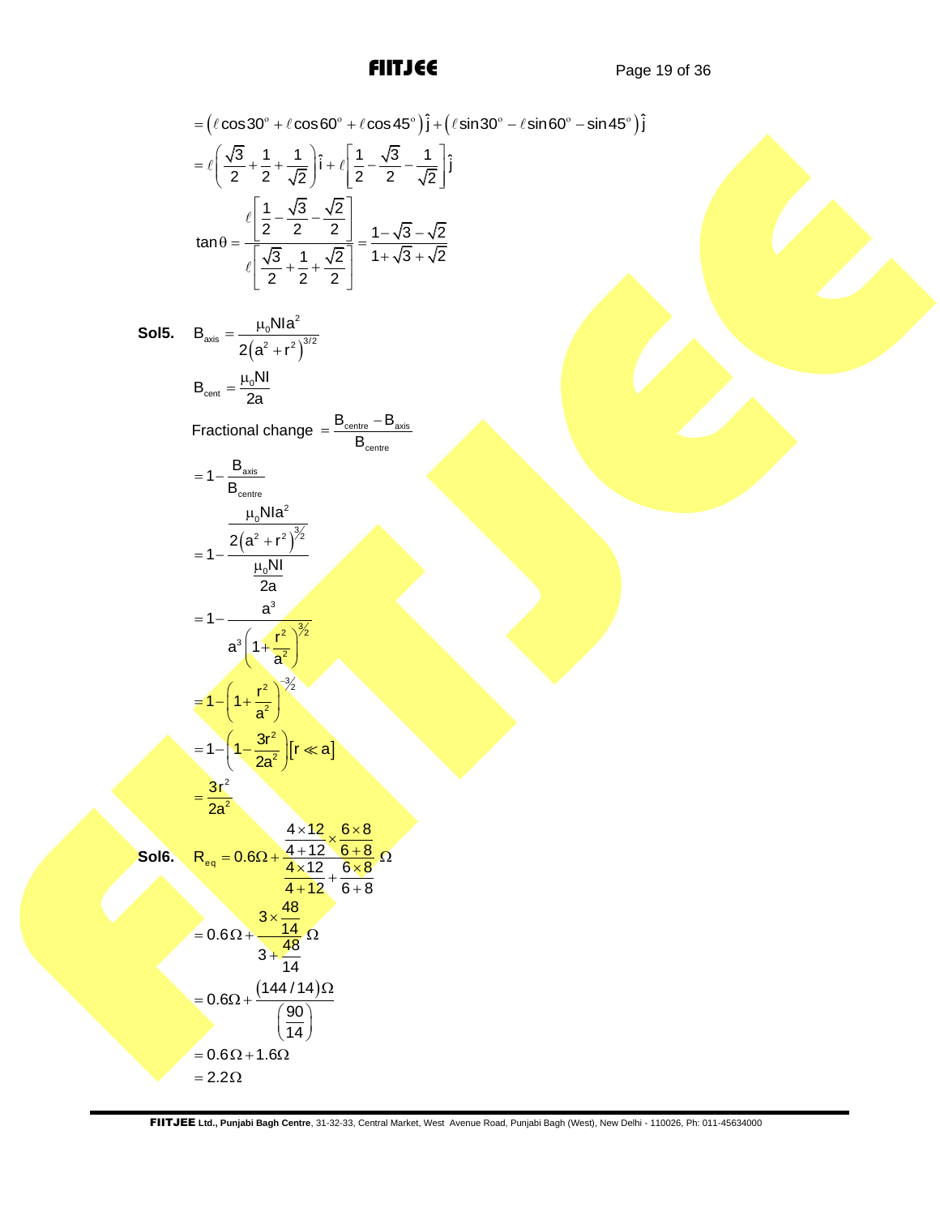$$= \left(\ell\cos30^\circ + \ell\cos60^\circ + \ell\cos45^\circ\right)\hat{j} + \left(\ell\sin30^\circ - \ell\sin60^\circ - \sin45^\circ\right)\hat{j}$$

$$= \ell\left(\frac{\sqrt{3}}{2} + \frac{1}{2} + \frac{1}{\sqrt{2}}\right)\hat{i} + \ell\left[\frac{1}{2} - \frac{\sqrt{3}}{2} - \frac{1}{\sqrt{2}}\right]\hat{j}$$

$$\tan\theta = \frac{\ell\left[\frac{1}{2} - \frac{\sqrt{3}}{2} - \frac{\sqrt{2}}{2}\right]}{\ell\left[\frac{\sqrt{3}}{2} + \frac{1}{2} + \frac{\sqrt{2}}{2}\right]} = \frac{1-\sqrt{3}-\sqrt{2}}{1+\sqrt{3}+\sqrt{2}}$$

**Sol5.** $B_{axis} = \dfrac{\mu_0 N I a^2}{2\left(a^2+r^2\right)^{3/2}}$

$$B_{cent} = \frac{\mu_0 N I}{2a}$$

Fractional change $= \dfrac{B_{centre} - B_{axis}}{B_{centre}}$

$$= 1 - \frac{B_{axis}}{B_{centre}}$$

$$= 1 - \frac{\dfrac{\mu_0 N I a^2}{2\left(a^2+r^2\right)^{3/2}}}{\dfrac{\mu_0 N I}{2a}}$$

$$= 1 - \frac{a^3}{a^3\left(1+\frac{r^2}{a^2}\right)^{3/2}}$$

$$= 1 - \left(1+\frac{r^2}{a^2}\right)^{-3/2}$$

$$= 1 - \left(1-\frac{3r^2}{2a^2}\right)[r \ll a]$$

$$= \frac{3r^2}{2a^2}$$

**Sol6.** $R_{eq} = 0.6\Omega + \dfrac{\dfrac{4\times12}{4+12}\times\dfrac{6\times8}{6+8}}{\dfrac{4\times12}{4+12}+\dfrac{6\times8}{6+8}}\ \Omega$

$$= 0.6\Omega + \frac{3\times\frac{48}{14}}{3+\frac{48}{14}}\ \Omega$$

$$= 0.6\Omega + \frac{(144/14)\Omega}{\left(\frac{90}{14}\right)}$$

$$= 0.6\Omega + 1.6\Omega$$

$$= 2.2\Omega$$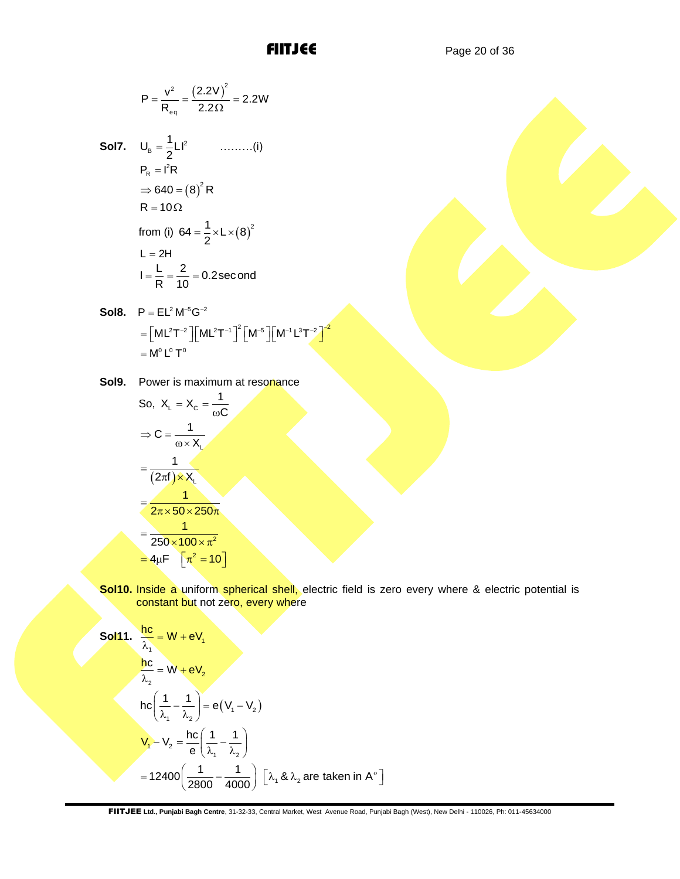$$P = \frac{v^2}{R_{eq}} = \frac{(2.2V)^2}{2.2\Omega} = 2.2W$$

**Sol7.** $U_B = \frac{1}{2}LI^2$ .........(i)

$$P_R = I^2R$$
$$\Rightarrow 640 = (8)^2 R$$
$$R = 10\Omega$$

from (i) $64 = \frac{1}{2} \times L \times (8)^2$

$$L = 2H$$
$$I = \frac{L}{R} = \frac{2}{10} = 0.2 \text{second}$$

**Sol8.** $P = EL^2 M^{-5} G^{-2}$

$$= \left[ML^2T^{-2}\right]\left[ML^2T^{-1}\right]^2\left[M^{-5}\right]\left[M^{-1}L^3T^{-2}\right]^{-2}$$
$$= M^0 L^0 T^0$$

**Sol9.** Power is maximum at resonance

So, $X_L = X_C = \frac{1}{\omega C}$

$$\Rightarrow C = \frac{1}{\omega \times X_L}$$
$$= \frac{1}{(2\pi f) \times X_L}$$
$$= \frac{1}{2\pi \times 50 \times 250\pi}$$
$$= \frac{1}{250 \times 100 \times \pi^2}$$
$$= 4\mu F \quad \left[\pi^2 = 10\right]$$

**Sol10.** Inside a uniform spherical shell, electric field is zero every where & electric potential is constant but not zero, every where

**Sol11.** $\frac{hc}{\lambda_1} = W + eV_1$

$$\frac{hc}{\lambda_2} = W + eV_2$$
$$hc\left(\frac{1}{\lambda_1} - \frac{1}{\lambda_2}\right) = e(V_1 - V_2)$$
$$V_1 - V_2 = \frac{hc}{e}\left(\frac{1}{\lambda_1} - \frac{1}{\lambda_2}\right)$$
$$= 12400\left(\frac{1}{2800} - \frac{1}{4000}\right) \quad \left[\lambda_1 \,\&\, \lambda_2 \text{ are taken in } A^\circ\right]$$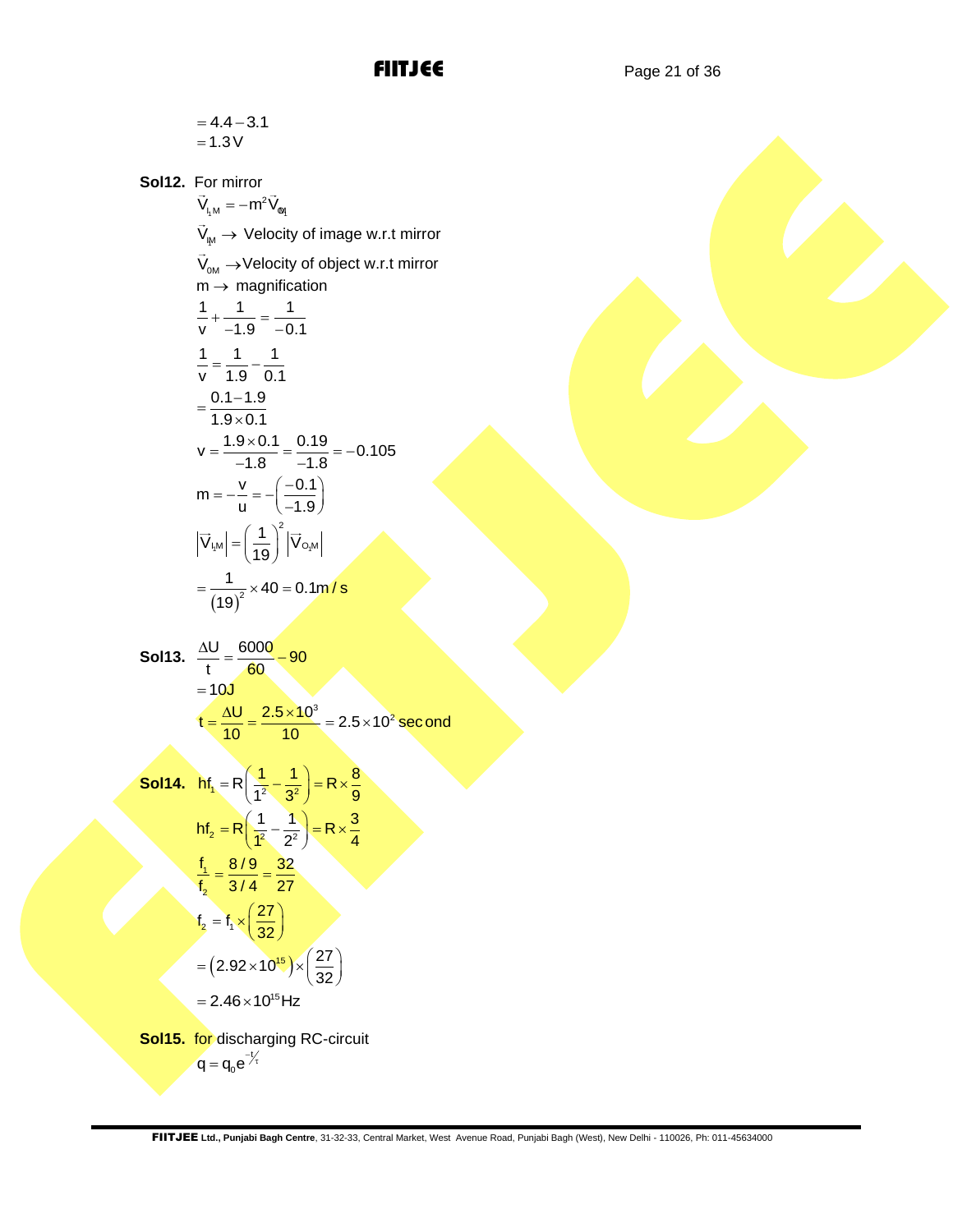$$= 4.4 - 3.1$$
$$= 1.3\,V$$

**Sol12.** For mirror

$$\vec{V}_{I,M} = -m^2 \vec{V}_{O,M}$$

$\vec{V}_{IM} \rightarrow$ Velocity of image w.r.t mirror

$\vec{V}_{0M} \rightarrow$ Velocity of object w.r.t mirror

$m \rightarrow$ magnification

$$\frac{1}{v} + \frac{1}{-1.9} = \frac{1}{-0.1}$$

$$\frac{1}{v} = \frac{1}{1.9} - \frac{1}{0.1}$$

$$= \frac{0.1 - 1.9}{1.9 \times 0.1}$$

$$v = \frac{1.9 \times 0.1}{-1.8} = \frac{0.19}{-1.8} = -0.105$$

$$m = -\frac{v}{u} = -\left(\frac{-0.1}{-1.9}\right)$$

$$\left|\vec{V}_{IM}\right| = \left(\frac{1}{19}\right)^2 \left|\vec{V}_{O_1M}\right|$$

$$= \frac{1}{(19)^2} \times 40 = 0.1\,m/s$$

**Sol13.** $\dfrac{\Delta U}{t} = \dfrac{6000}{60} - 90$

$$= 10\,J$$

$$t = \frac{\Delta U}{10} = \frac{2.5 \times 10^3}{10} = 2.5 \times 10^2 \text{ second}$$

**Sol14.** $hf_1 = R\left(\dfrac{1}{1^2} - \dfrac{1}{3^2}\right) = R \times \dfrac{8}{9}$

$$hf_2 = R\left(\frac{1}{1^2} - \frac{1}{2^2}\right) = R \times \frac{3}{4}$$

$$\frac{f_1}{f_2} = \frac{8/9}{3/4} = \frac{32}{27}$$

$$f_2 = f_1 \times \left(\frac{27}{32}\right)$$

$$= \left(2.92 \times 10^{15}\right) \times \left(\frac{27}{32}\right)$$

$$= 2.46 \times 10^{15}\,Hz$$

**Sol15.** for discharging RC-circuit

$$q = q_0 e^{-t/\tau}$$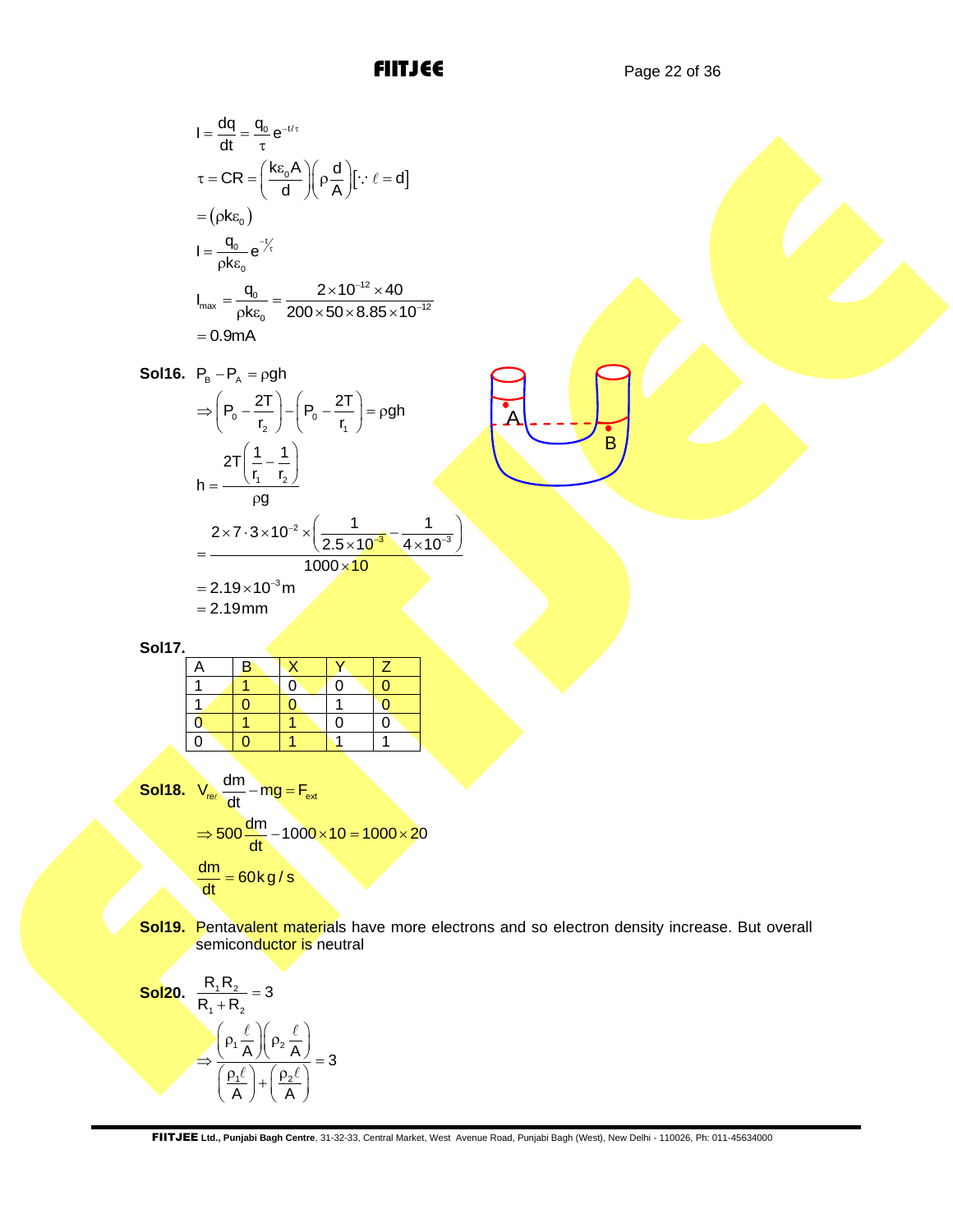$$I = \frac{dq}{dt} = \frac{q_0}{\tau} e^{-t/\tau}$$

$$\tau = CR = \left(\frac{k\varepsilon_0 A}{d}\right)\left(\rho \frac{d}{A}\right)[\because \ell = d]$$

$$= (\rho k \varepsilon_0)$$

$$I = \frac{q_0}{\rho k \varepsilon_0} e^{-t/\tau}$$

$$I_{max} = \frac{q_0}{\rho k \varepsilon_0} = \frac{2 \times 10^{-12} \times 40}{200 \times 50 \times 8.85 \times 10^{-12}}$$

$$= 0.9 \text{mA}$$

**Sol16.** $P_B - P_A = \rho g h$

$$\Rightarrow \left(P_0 - \frac{2T}{r_2}\right) - \left(P_0 - \frac{2T}{r_1}\right) = \rho g h$$

$$h = \frac{2T\left(\frac{1}{r_1} - \frac{1}{r_2}\right)}{\rho g}$$

$$= \frac{2 \times 7 \cdot 3 \times 10^{-2} \times \left(\frac{1}{2.5 \times 10^{-3}} - \frac{1}{4 \times 10^{-3}}\right)}{1000 \times 10}$$

$$= 2.19 \times 10^{-3} \text{m}$$

$$= 2.19 \text{mm}$$

**Sol17.**

| A | B | X | Y | Z |
|---|---|---|---|---|
| 1 | 1 | 0 | 0 | 0 |
| 1 | 0 | 0 | 1 | 0 |
| 0 | 1 | 1 | 0 | 0 |
| 0 | 0 | 1 | 1 | 1 |

**Sol18.** $V_{rel} \frac{dm}{dt} - mg = F_{ext}$

$$\Rightarrow 500 \frac{dm}{dt} - 1000 \times 10 = 1000 \times 20$$

$$\frac{dm}{dt} = 60 \text{kg/s}$$

**Sol19.** Pentavalent materials have more electrons and so electron density increase. But overall semiconductor is neutral

**Sol20.** $\frac{R_1 R_2}{R_1 + R_2} = 3$

$$\Rightarrow \frac{\left(\rho_1 \frac{\ell}{A}\right)\left(\rho_2 \frac{\ell}{A}\right)}{\left(\frac{\rho_1 \ell}{A}\right) + \left(\frac{\rho_2 \ell}{A}\right)} = 3$$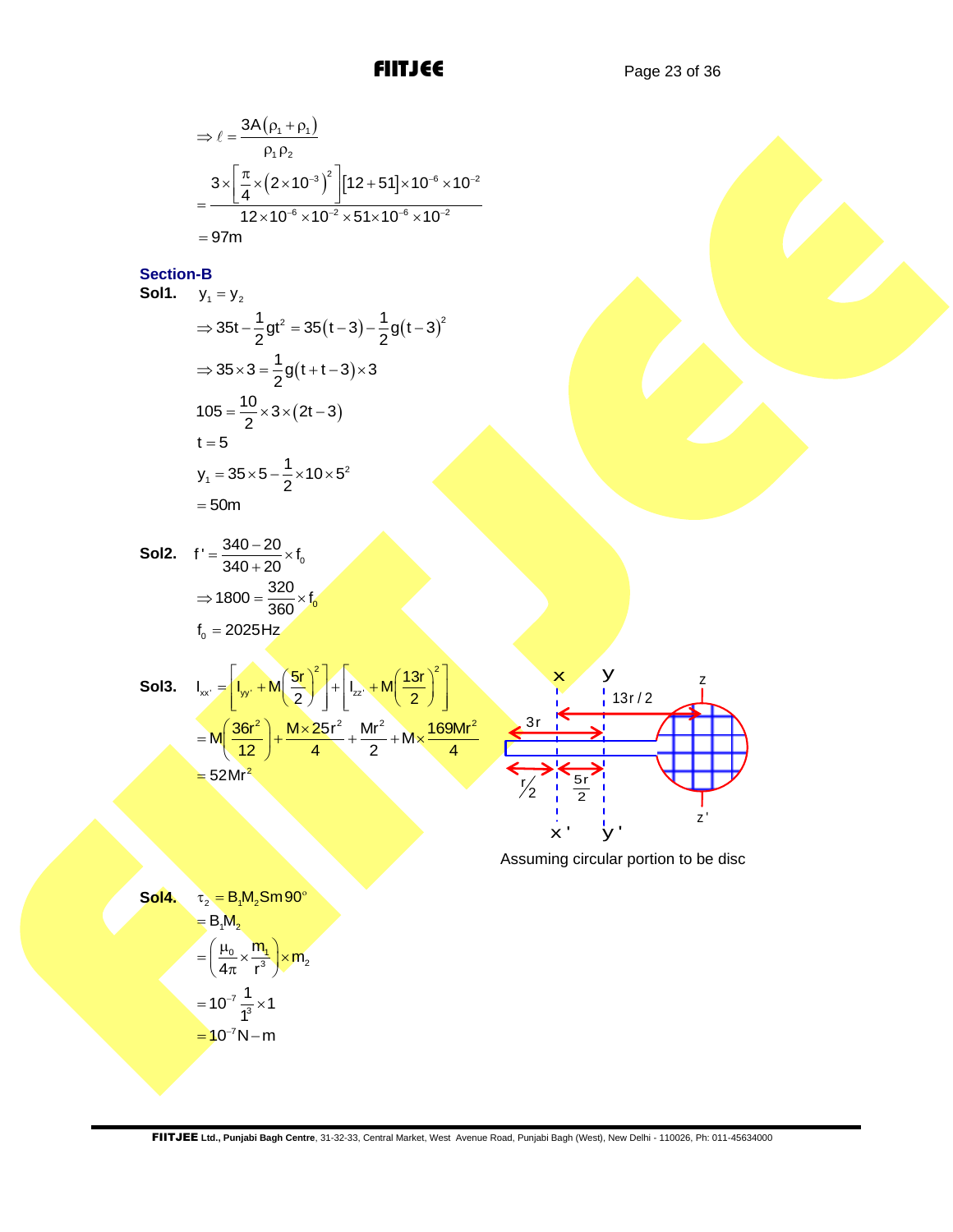$$\Rightarrow \ell = \frac{3A(\rho_1 + \rho_1)}{\rho_1 \rho_2}$$

$$= \frac{3 \times \left[\frac{\pi}{4} \times \left(2 \times 10^{-3}\right)^2\right]\left[12 + 51\right] \times 10^{-6} \times 10^{-2}}{12 \times 10^{-6} \times 10^{-2} \times 51 \times 10^{-6} \times 10^{-2}}$$

$$= 97\text{m}$$

## Section-B

**Sol1.** $y_1 = y_2$

$$\Rightarrow 35t - \frac{1}{2}gt^2 = 35(t-3) - \frac{1}{2}g(t-3)^2$$

$$\Rightarrow 35 \times 3 = \frac{1}{2}g(t + t - 3) \times 3$$

$$105 = \frac{10}{2} \times 3 \times (2t - 3)$$

$$t = 5$$

$$y_1 = 35 \times 5 - \frac{1}{2} \times 10 \times 5^2$$

$$= 50\text{m}$$

**Sol2.** $f' = \frac{340 - 20}{340 + 20} \times f_0$

$$\Rightarrow 1800 = \frac{320}{360} \times f_0$$

$$f_0 = 2025\text{Hz}$$

**Sol3.** $I_{xx'} = \left[I_{yy'} + M\left(\frac{5r}{2}\right)^2\right] + \left[I_{zz'} + M\left(\frac{13r}{2}\right)^2\right]$

$$= M\left(\frac{36r^2}{12}\right) + \frac{M \times 25r^2}{4} + \frac{Mr^2}{2} + M \times \frac{169Mr^2}{4}$$

$$= 52Mr^2$$

Assuming circular portion to be disc

**Sol4.** $\tau_2 = B_1 M_2 Sm\, 90^\circ$

$$= B_1 M_2$$

$$= \left(\frac{\mu_0}{4\pi} \times \frac{m_1}{r^3}\right) \times m_2$$

$$= 10^{-7} \frac{1}{1^3} \times 1$$

$$= 10^{-7}\text{N} - \text{m}$$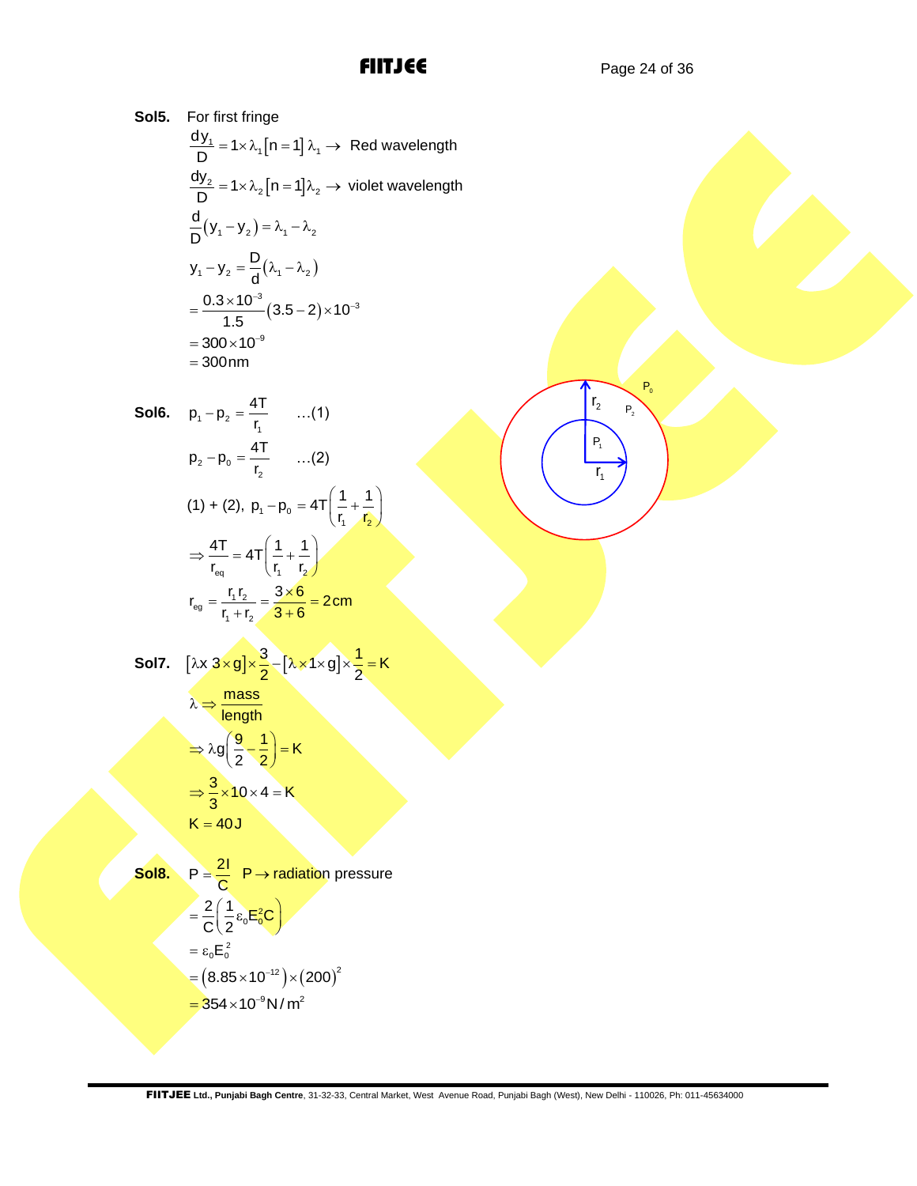**Sol5.** For first fringe

$$\frac{dy_1}{D} = 1 \times \lambda_1 [n = 1]\ \lambda_1 \rightarrow \text{ Red wavelength}$$

$$\frac{dy_2}{D} = 1 \times \lambda_2 [n = 1] \lambda_2 \rightarrow \text{ violet wavelength}$$

$$\frac{d}{D}(y_1 - y_2) = \lambda_1 - \lambda_2$$

$$y_1 - y_2 = \frac{D}{d}(\lambda_1 - \lambda_2)$$

$$= \frac{0.3 \times 10^{-3}}{1.5}(3.5 - 2) \times 10^{-3}$$

$$= 300 \times 10^{-9}$$

$$= 300\,\text{nm}$$

**Sol6.** $p_1 - p_2 = \frac{4T}{r_1}$ ...(1)

$p_2 - p_0 = \frac{4T}{r_2}$ ...(2)

(1) + (2), $p_1 - p_0 = 4T\left(\frac{1}{r_1} + \frac{1}{r_2}\right)$

$$\Rightarrow \frac{4T}{r_{eq}} = 4T\left(\frac{1}{r_1} + \frac{1}{r_2}\right)$$

$$r_{eg} = \frac{r_1 r_2}{r_1 + r_2} = \frac{3 \times 6}{3 + 6} = 2\,\text{cm}$$

**Sol7.** $[\lambda x\ 3 \times g] \times \frac{3}{2} - [\lambda \times 1 \times g] \times \frac{1}{2} = K$

$$\lambda \Rightarrow \frac{\text{mass}}{\text{length}}$$

$$\Rightarrow \lambda g\left(\frac{9}{2} - \frac{1}{2}\right) = K$$

$$\Rightarrow \frac{3}{3} \times 10 \times 4 = K$$

$$K = 40\,\text{J}$$

**Sol8.** $P = \frac{2I}{C}$ $P \rightarrow$ radiation pressure

$$= \frac{2}{C}\left(\frac{1}{2}\varepsilon_0 E_0^2 C\right)$$

$$= \varepsilon_0 E_0^2$$

$$= (8.85 \times 10^{-12}) \times (200)^2$$

$$= 354 \times 10^{-9}\,\text{N/m}^2$$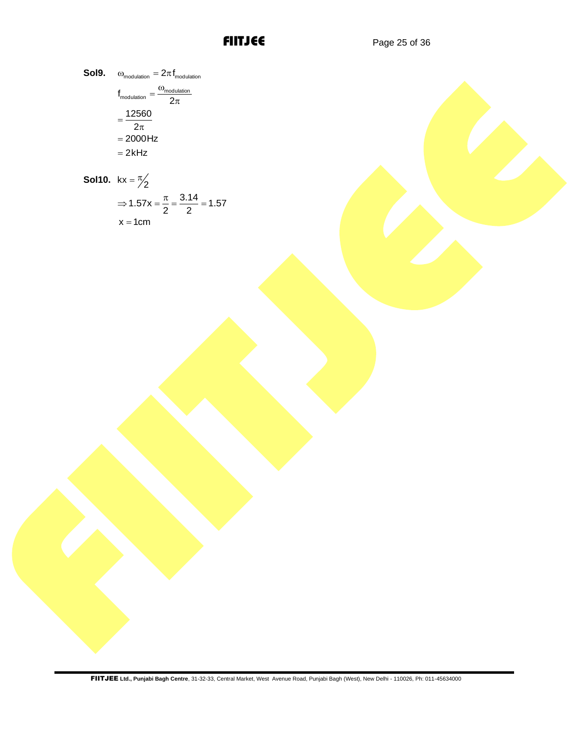**Sol9.** $\omega_{modulation} = 2\pi f_{modulation}$

$$f_{modulation} = \frac{\omega_{modulation}}{2\pi}$$

$$= \frac{12560}{2\pi}$$

$$= 2000\,Hz$$

$$= 2\,kHz$$

**Sol10.** $kx = \pi/2$

$$\Rightarrow 1.57x = \frac{\pi}{2} = \frac{3.14}{2} = 1.57$$

$$x = 1\,cm$$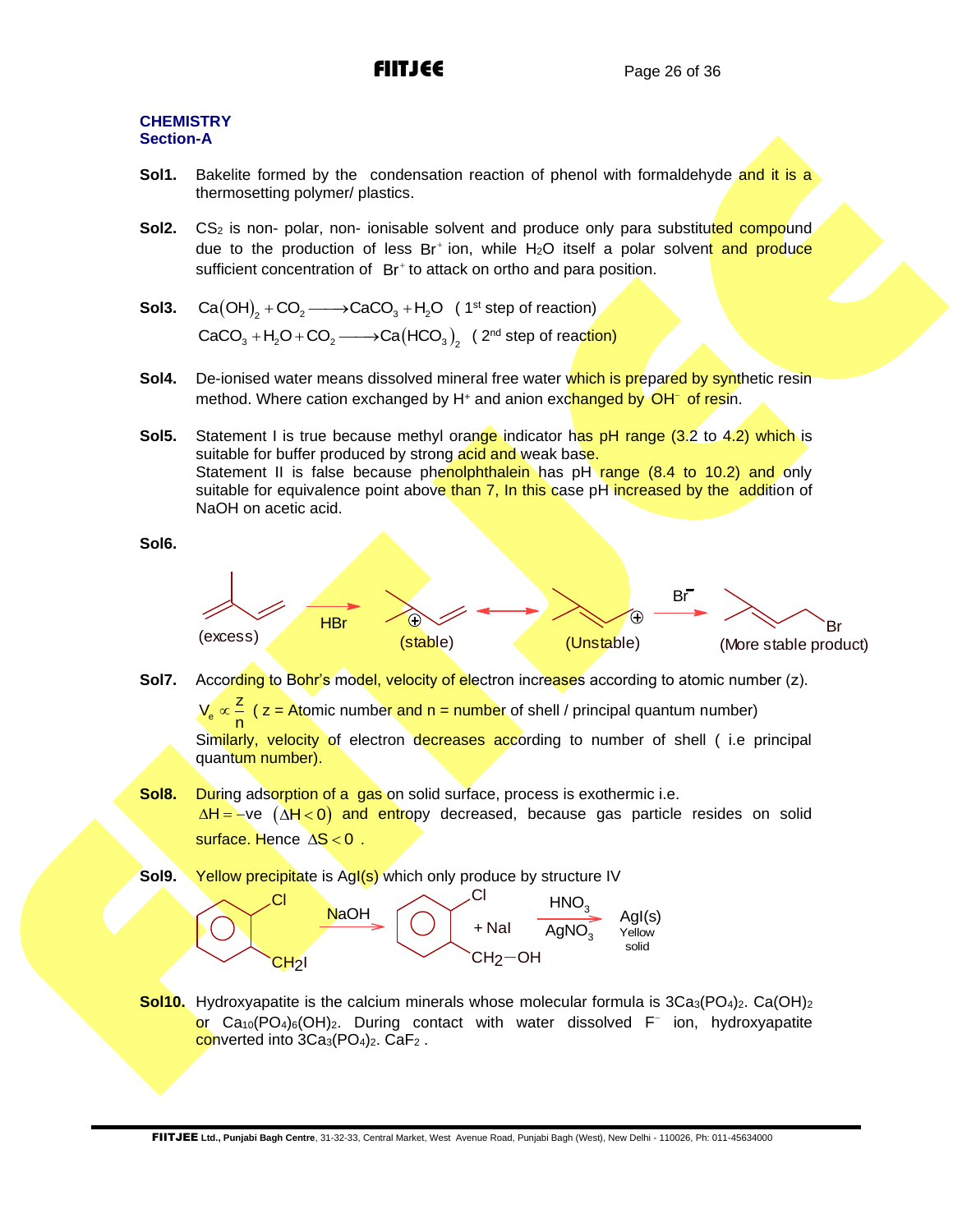## CHEMISTRY
### Section-A

**Sol1.** Bakelite formed by the condensation reaction of phenol with formaldehyde and it is a thermosetting polymer/ plastics.

**Sol2.** $CS_2$ is non- polar, non- ionisable solvent and produce only para substituted compound due to the production of less $Br^+$ ion, while $H_2O$ itself a polar solvent and produce sufficient concentration of $Br^+$ to attack on ortho and para position.

**Sol3.** $Ca(OH)_2 + CO_2 \longrightarrow CaCO_3 + H_2O$ ( 1st step of reaction)

$CaCO_3 + H_2O + CO_2 \longrightarrow Ca(HCO_3)_2$ ( 2nd step of reaction)

**Sol4.** De-ionised water means dissolved mineral free water which is prepared by synthetic resin method. Where cation exchanged by $H^+$ and anion exchanged by $OH^-$ of resin.

**Sol5.** Statement I is true because methyl orange indicator has pH range (3.2 to 4.2) which is suitable for buffer produced by strong acid and weak base.
Statement II is false because phenolphthalein has pH range (8.4 to 10.2) and only suitable for equivalence point above than 7, In this case pH increased by the addition of NaOH on acetic acid.

**Sol6.**

(excess) $\xrightarrow{HBr}$ (stable) $\longleftrightarrow$ (Unstable) $\xrightarrow{Br^-}$ (More stable product)

**Sol7.** According to Bohr's model, velocity of electron increases according to atomic number (z).

$V_e \propto \frac{z}{n}$ ( z = Atomic number and n = number of shell / principal quantum number)

Similarly, velocity of electron decreases according to number of shell ( i.e principal quantum number).

**Sol8.** During adsorption of a gas on solid surface, process is exothermic i.e.
$\Delta H = -ve$ $(\Delta H < 0)$ and entropy decreased, because gas particle resides on solid surface. Hence $\Delta S < 0$ .

**Sol9.** Yellow precipitate is AgI(s) which only produce by structure IV

$o$-$C_6H_4(Cl)(CH_2I) \xrightarrow{NaOH} o$-$C_6H_4(Cl)(CH_2-OH) + NaI \xrightarrow[AgNO_3]{HNO_3} AgI(s)$ (Yellow solid)

**Sol10.** Hydroxyapatite is the calcium minerals whose molecular formula is $3Ca_3(PO_4)_2 . Ca(OH)_2$ or $Ca_{10}(PO_4)_6(OH)_2$. During contact with water dissolved $F^-$ ion, hydroxyapatite converted into $3Ca_3(PO_4)_2 . CaF_2$ .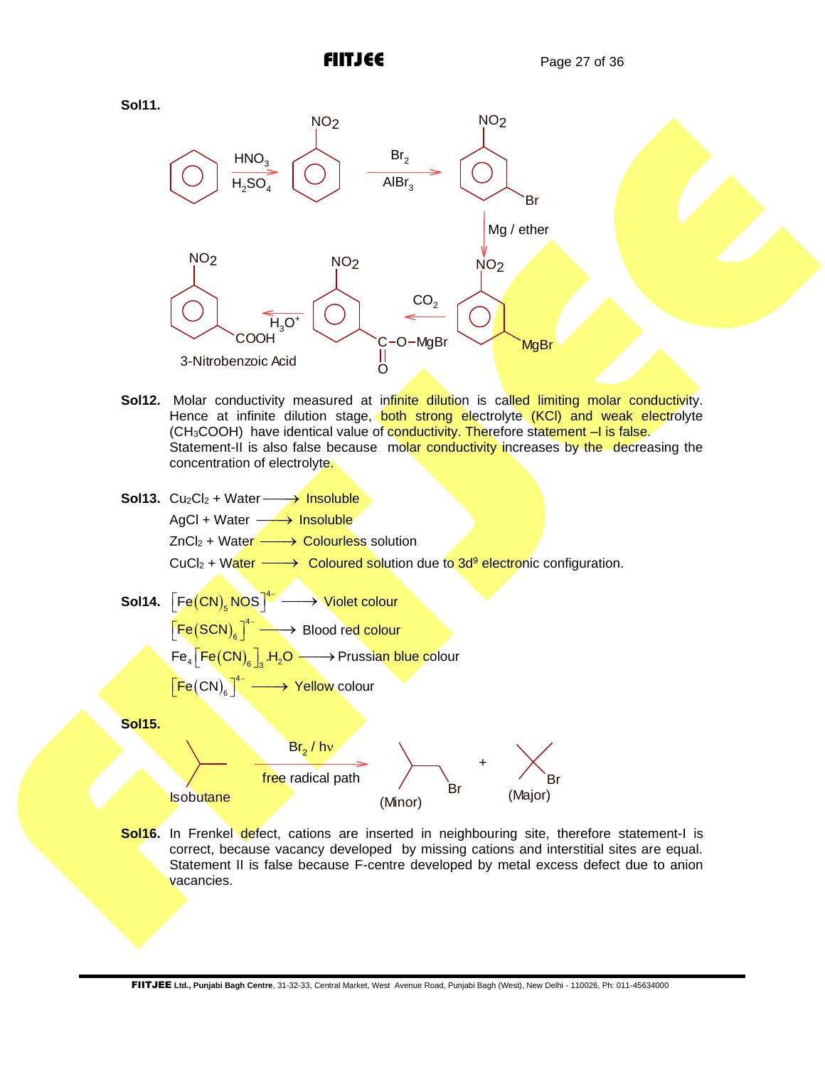**Sol11.**

Benzene $\xrightarrow[H_2SO_4]{HNO_3}$ Nitrobenzene ($NO_2$) $\xrightarrow[AlBr_3]{Br_2}$ 3-Bromonitrobenzene ($NO_2$, Br) $\xrightarrow{Mg / ether}$ ($NO_2$, MgBr) $\xrightarrow{CO_2}$ ($NO_2$, $C(=O)-O-MgBr$) $\xrightarrow{H_3O^+}$ ($NO_2$, COOH)

3-Nitrobenzoic Acid

**Sol12.** Molar conductivity measured at infinite dilution is called limiting molar conductivity. Hence at infinite dilution stage, both strong electrolyte (KCl) and weak electrolyte ($CH_3COOH$) have identical value of conductivity. Therefore statement –I is false.
Statement-II is also false because molar conductivity increases by the decreasing the concentration of electrolyte.

**Sol13.** $Cu_2Cl_2$ + Water $\longrightarrow$ Insoluble
AgCl + Water $\longrightarrow$ Insoluble
$ZnCl_2$ + Water $\longrightarrow$ Colourless solution
$CuCl_2$ + Water $\longrightarrow$ Coloured solution due to $3d^9$ electronic configuration.

**Sol14.** $\left[Fe(CN)_5NOS\right]^{4-} \longrightarrow$ Violet colour
$\left[Fe(SCN)_6\right]^{4-} \longrightarrow$ Blood red colour
$Fe_4\left[Fe(CN)_6\right]_3.H_2O \longrightarrow$ Prussian blue colour
$\left[Fe(CN)_6\right]^{4-} \longrightarrow$ Yellow colour

**Sol15.**

Isobutane $\xrightarrow[\text{free radical path}]{Br_2 / h\nu}$ 1-bromo-2-methylpropane (Minor) + 2-bromo-2-methylpropane (Major)

**Sol16.** In Frenkel defect, cations are inserted in neighbouring site, therefore statement-I is correct, because vacancy developed by missing cations and interstitial sites are equal. Statement II is false because F-centre developed by metal excess defect due to anion vacancies.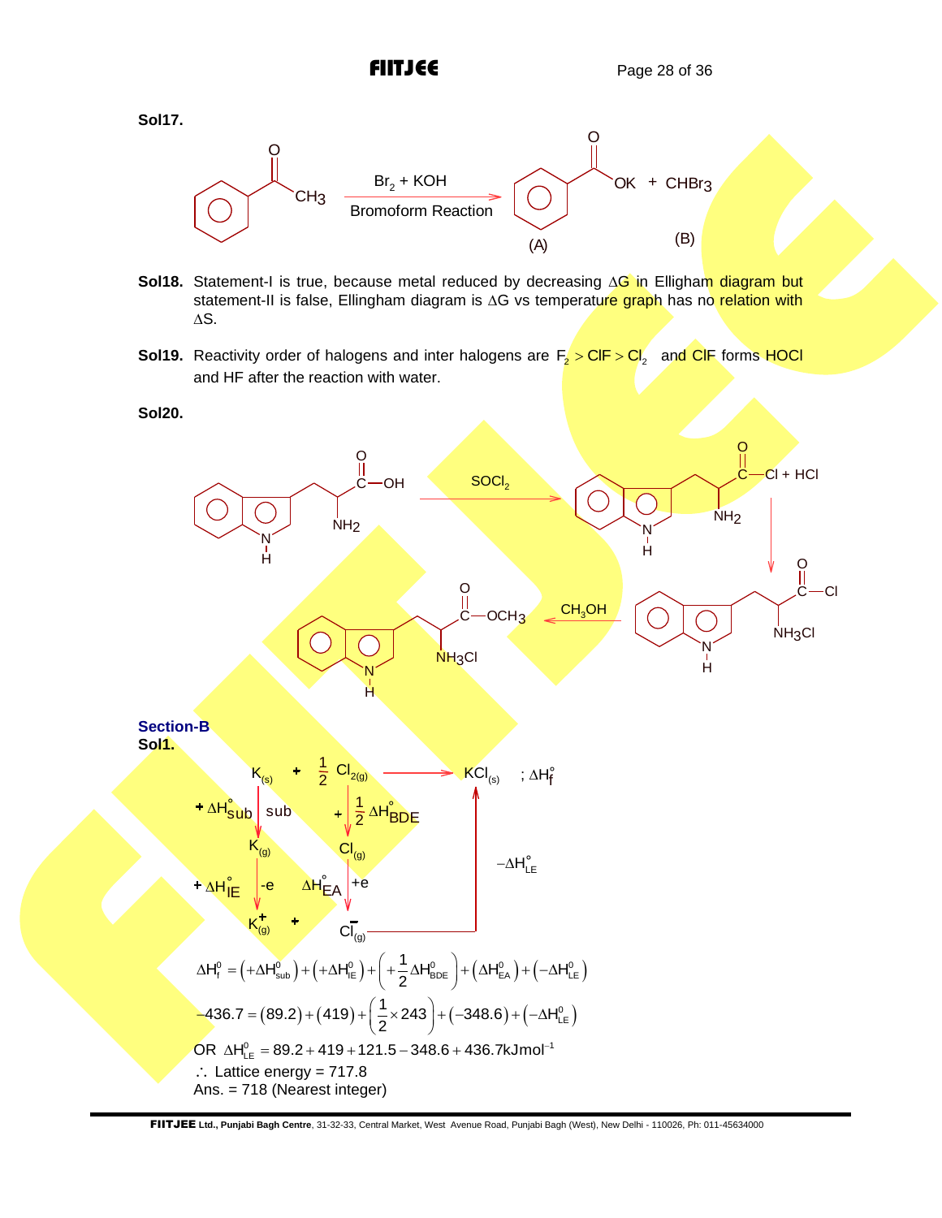**Sol17.**

$$C_6H_5COCH_3 \xrightarrow[\text{Bromoform Reaction}]{Br_2 + KOH} \underset{(A)}{C_6H_5COOK} + \underset{(B)}{CHBr_3}$$

**Sol18.** Statement-I is true, because metal reduced by decreasing $\Delta G$ in Elligham diagram but statement-II is false, Ellingham diagram is $\Delta G$ vs temperature graph has no relation with $\Delta S$.

**Sol19.** Reactivity order of halogens and inter halogens are $F_2 > ClF > Cl_2$ and ClF forms HOCl and HF after the reaction with water.

**Sol20.**

Tryptophan (indole–$CH_2$–$CH(NH_2)$–COOH) $\xrightarrow{SOCl_2}$ indole–$CH_2$–$CH(NH_2)$–COCl + HCl $\rightarrow$ indole–$CH_2$–$CH(NH_3Cl)$–COCl $\xrightarrow{CH_3OH}$ indole–$CH_2$–$CH(NH_3Cl)$–$COOCH_3$

## Section-B

**Sol1.**

$$K_{(s)} + \frac{1}{2}Cl_{2(g)} \longrightarrow KCl_{(s)} \quad ; \Delta H_f^\circ$$

- $K_{(s)} \xrightarrow{+\Delta H^\circ_{sub}} K_{(g)} \xrightarrow{+\Delta H^\circ_{IE}\ (-e)} K^+_{(g)}$
- $\frac{1}{2}Cl_{2(g)} \xrightarrow{+\frac{1}{2}\Delta H^\circ_{BDE}} Cl_{(g)} \xrightarrow{\Delta H^\circ_{EA}\ (+e)} Cl^-_{(g)}$
- $K^+_{(g)} + Cl^-_{(g)} \xrightarrow{-\Delta H^\circ_{LE}} KCl_{(s)}$

$$\Delta H_f^0 = \left(+\Delta H^0_{sub}\right) + \left(+\Delta H^0_{IE}\right) + \left(+\frac{1}{2}\Delta H^0_{BDE}\right) + \left(\Delta H^0_{EA}\right) + \left(-\Delta H^0_{LE}\right)$$

$$-436.7 = (89.2) + (419) + \left(\frac{1}{2}\times 243\right) + (-348.6) + \left(-\Delta H^0_{LE}\right)$$

OR $\Delta H^0_{LE} = 89.2 + 419 + 121.5 - 348.6 + 436.7\,kJmol^{-1}$

$\therefore$ Lattice energy = 717.8

Ans. = 718 (Nearest integer)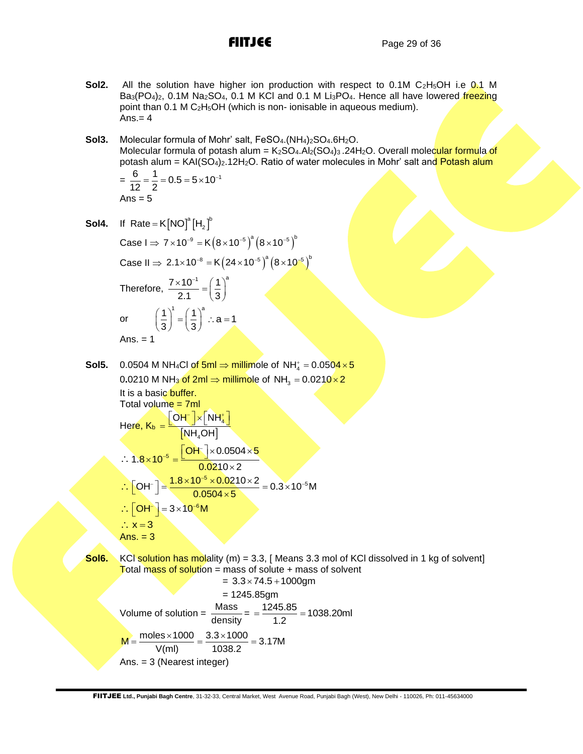**Sol2.** All the solution have higher ion production with respect to 0.1M $C_2H_5OH$ i.e 0.1 M $Ba_3(PO_4)_2$, 0.1M $Na_2SO_4$, 0.1 M KCl and 0.1 M $Li_3PO_4$. Hence all have lowered freezing point than 0.1 M $C_2H_5OH$ (which is non- ionisable in aqueous medium).
Ans.= 4

**Sol3.** Molecular formula of Mohr' salt, $FeSO_4.(NH_4)_2SO_4.6H_2O$.
Molecular formula of potash alum = $K_2SO_4.Al_2(SO_4)_3.24H_2O$. Overall molecular formula of potash alum = $KAl(SO_4)_2.12H_2O$. Ratio of water molecules in Mohr' salt and Potash alum

$= \frac{6}{12} = \frac{1}{2} = 0.5 = 5\times10^{-1}$

Ans = 5

**Sol4.** If $\text{Rate} = K[NO]^a[H_2]^b$

Case I $\Rightarrow 7\times10^{-9} = K\left(8\times10^{-5}\right)^a\left(8\times10^{-5}\right)^b$

Case II $\Rightarrow 2.1\times10^{-8} = K\left(24\times10^{-5}\right)^a\left(8\times10^{-5}\right)^b$

Therefore, $\frac{7\times10^{-1}}{2.1} = \left(\frac{1}{3}\right)^a$

or $\left(\frac{1}{3}\right)^1 = \left(\frac{1}{3}\right)^a \therefore a = 1$

Ans. = 1

**Sol5.** 0.0504 M $NH_4Cl$ of 5ml $\Rightarrow$ millimole of $NH_4^+ = 0.0504\times5$

0.0210 M $NH_3$ of 2ml $\Rightarrow$ millimole of $NH_3 = 0.0210\times2$

It is a basic buffer.
Total volume = 7ml

Here, $K_b = \frac{[OH^-]\times[NH_4^+]}{[NH_4OH]}$

$\therefore 1.8\times10^{-5} = \frac{[OH^-]\times0.0504\times5}{0.0210\times2}$

$\therefore [OH^-] = \frac{1.8\times10^{-5}\times0.0210\times2}{0.0504\times5} = 0.3\times10^{-5}M$

$\therefore [OH^-] = 3\times10^{-6}M$

$\therefore x = 3$

Ans. = 3

**Sol6.** KCl solution has molality (m) = 3.3, [ Means 3.3 mol of KCl dissolved in 1 kg of solvent]
Total mass of solution = mass of solute + mass of solvent

$= 3.3\times74.5 + 1000\text{gm}$

$= 1245.85\text{gm}$

Volume of solution = $\frac{\text{Mass}}{\text{density}} = = \frac{1245.85}{1.2} = 1038.20\text{ml}$

$M = \frac{\text{moles}\times1000}{V(\text{ml})} = \frac{3.3\times1000}{1038.2} = 3.17M$

Ans. = 3 (Nearest integer)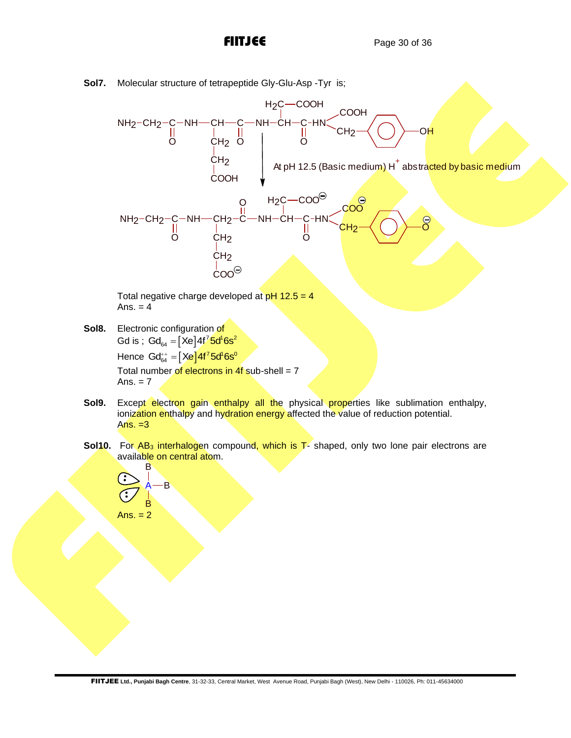**Sol7.** Molecular structure of tetrapeptide Gly-Glu-Asp -Tyr is;

$$NH_2-CH_2-\underset{\underset{O}{||}}{C}-NH-\underset{\underset{\underset{\underset{COOH}{|}}{CH_2}}{|}}{\underset{|}{CH}}{\overset{}{}}\!\!\!\!\!\!\!\!\!\!\!\!\phantom{CH}-\underset{\underset{O}{||}}{C}-NH-\overset{\overset{H_2C-COOH}{|}}{CH}-\underset{\underset{O}{||}}{C}-HN-CH(COOH)-CH_2-C_6H_4-OH$$

(Glu side chain: $CH_2-CH_2-COOH$)

At pH 12.5 (Basic medium) $H^+$ abstracted by basic medium

$$NH_2-CH_2-\underset{\underset{O}{||}}{C}-NH-CH_2-\overset{\overset{O}{||}}{C}-NH-\overset{\overset{H_2C-COO^{\ominus}}{|}}{CH}-\underset{\underset{O}{||}}{C}-HN-CH(COO^{\ominus})-CH_2-C_6H_4-O^{\ominus}$$

(Glu side chain: $CH_2-CH_2-COO^{\ominus}$)

Total negative charge developed at pH 12.5 = 4
Ans. = 4

**Sol8.** Electronic configuration of
Gd is ; $Gd_{64} = [Xe]4f^7 5d^1 6s^2$
Hence $Gd_{64}^{++} = [Xe]4f^7 5d^1 6s^0$
Total number of electrons in 4f sub-shell = 7
Ans. = 7

**Sol9.** Except electron gain enthalpy all the physical properties like sublimation enthalpy, ionization enthalpy and hydration energy affected the value of reduction potential.
Ans. =3

**Sol10.** For $AB_3$ interhalogen compound, which is T- shaped, only two lone pair electrons are available on central atom.

(Structure: central atom A bonded to three B atoms, with two lone pairs on A)

Ans. = 2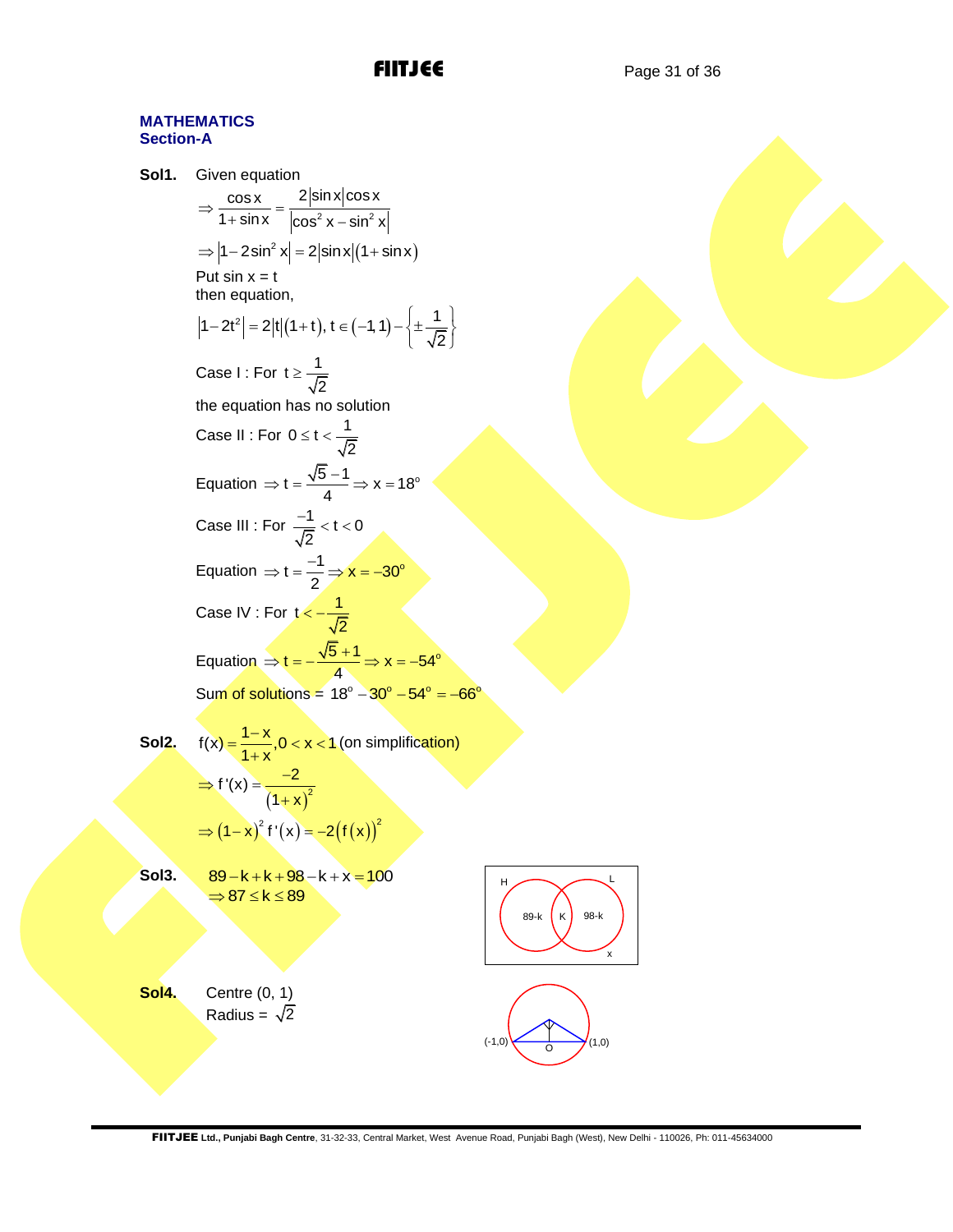## MATHEMATICS

### Section-A

**Sol1.** Given equation

$$\Rightarrow \frac{\cos x}{1+\sin x} = \frac{2|\sin x|\cos x}{|\cos^2 x - \sin^2 x|}$$

$$\Rightarrow |1-2\sin^2 x| = 2|\sin x|(1+\sin x)$$

Put sin x = t

then equation,

$$|1-2t^2| = 2|t|(1+t),\ t \in (-1,1) - \left\{\pm\frac{1}{\sqrt{2}}\right\}$$

Case I : For $t \geq \frac{1}{\sqrt{2}}$

the equation has no solution

Case II : For $0 \leq t < \frac{1}{\sqrt{2}}$

Equation $\Rightarrow t = \frac{\sqrt{5}-1}{4} \Rightarrow x = 18^\circ$

Case III : For $\frac{-1}{\sqrt{2}} < t < 0$

Equation $\Rightarrow t = \frac{-1}{2} \Rightarrow x = -30^\circ$

Case IV : For $t < -\frac{1}{\sqrt{2}}$

Equation $\Rightarrow t = -\frac{\sqrt{5}+1}{4} \Rightarrow x = -54^\circ$

Sum of solutions = $18^\circ - 30^\circ - 54^\circ = -66^\circ$

**Sol2.** $f(x) = \frac{1-x}{1+x}, 0 < x < 1$ (on simplification)

$$\Rightarrow f'(x) = \frac{-2}{(1+x)^2}$$

$$\Rightarrow (1-x)^2 f'(x) = -2(f(x))^2$$

**Sol3.** $89 - k + k + 98 - k + x = 100$

$\Rightarrow 87 \leq k \leq 89$

**Sol4.** Centre (0, 1)

Radius = $\sqrt{2}$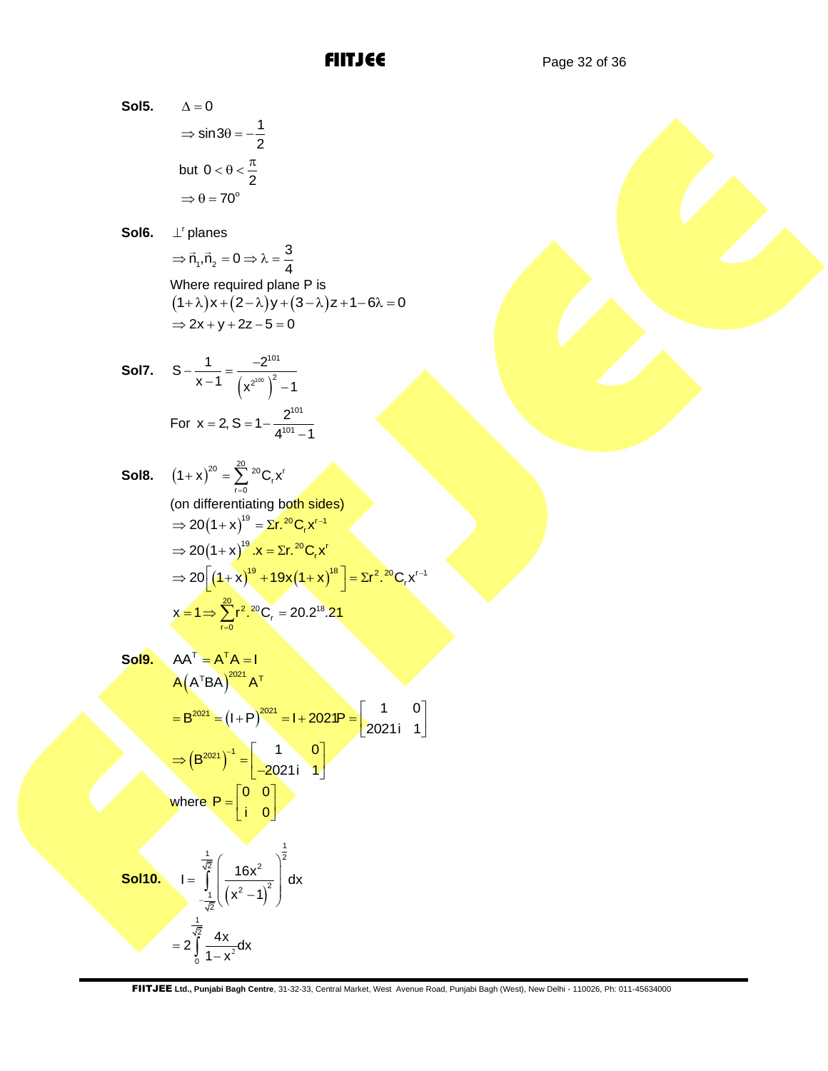**Sol5.** $\Delta = 0$

$\Rightarrow \sin 3\theta = -\dfrac{1}{2}$

but $0 < \theta < \dfrac{\pi}{2}$

$\Rightarrow \theta = 70^{o}$

**Sol6.** $\perp^{r}$ planes

$\Rightarrow \vec{n}_1 . \vec{n}_2 = 0 \Rightarrow \lambda = \dfrac{3}{4}$

Where required plane P is

$(1+\lambda)x + (2-\lambda)y + (3-\lambda)z + 1 - 6\lambda = 0$

$\Rightarrow 2x + y + 2z - 5 = 0$

**Sol7.** $S - \dfrac{1}{x-1} = \dfrac{-2^{101}}{\left(x^{2^{100}}\right)^2 - 1}$

For $x = 2, S = 1 - \dfrac{2^{101}}{4^{101} - 1}$

**Sol8.** $(1+x)^{20} = \sum_{r=0}^{20} {}^{20}C_r x^r$

(on differentiating both sides)

$\Rightarrow 20(1+x)^{19} = \Sigma r . {}^{20}C_r x^{r-1}$

$\Rightarrow 20(1+x)^{19} . x = \Sigma r . {}^{20}C_r x^r$

$\Rightarrow 20\left[(1+x)^{19} + 19x(1+x)^{18}\right] = \Sigma r^2 . {}^{20}C_r x^{r-1}$

$x = 1 \Rightarrow \sum_{r=0}^{20} r^2 . {}^{20}C_r = 20.2^{18}.21$

**Sol9.** $AA^T = A^T A = I$

$A\left(A^T BA\right)^{2021} A^T$

$= B^{2021} = (I+P)^{2021} = I + 2021P = \begin{bmatrix} 1 & 0 \\ 2021i & 1 \end{bmatrix}$

$\Rightarrow \left(B^{2021}\right)^{-1} = \begin{bmatrix} 1 & 0 \\ -2021i & 1 \end{bmatrix}$

where $P = \begin{bmatrix} 0 & 0 \\ i & 0 \end{bmatrix}$

**Sol10.** $I = \displaystyle\int_{-\frac{1}{\sqrt{2}}}^{\frac{1}{\sqrt{2}}} \left(\frac{16x^2}{\left(x^2-1\right)^2}\right)^{\frac{1}{2}} dx$

$= 2\displaystyle\int_0^{\frac{1}{\sqrt{2}}} \frac{4x}{1-x^2} dx$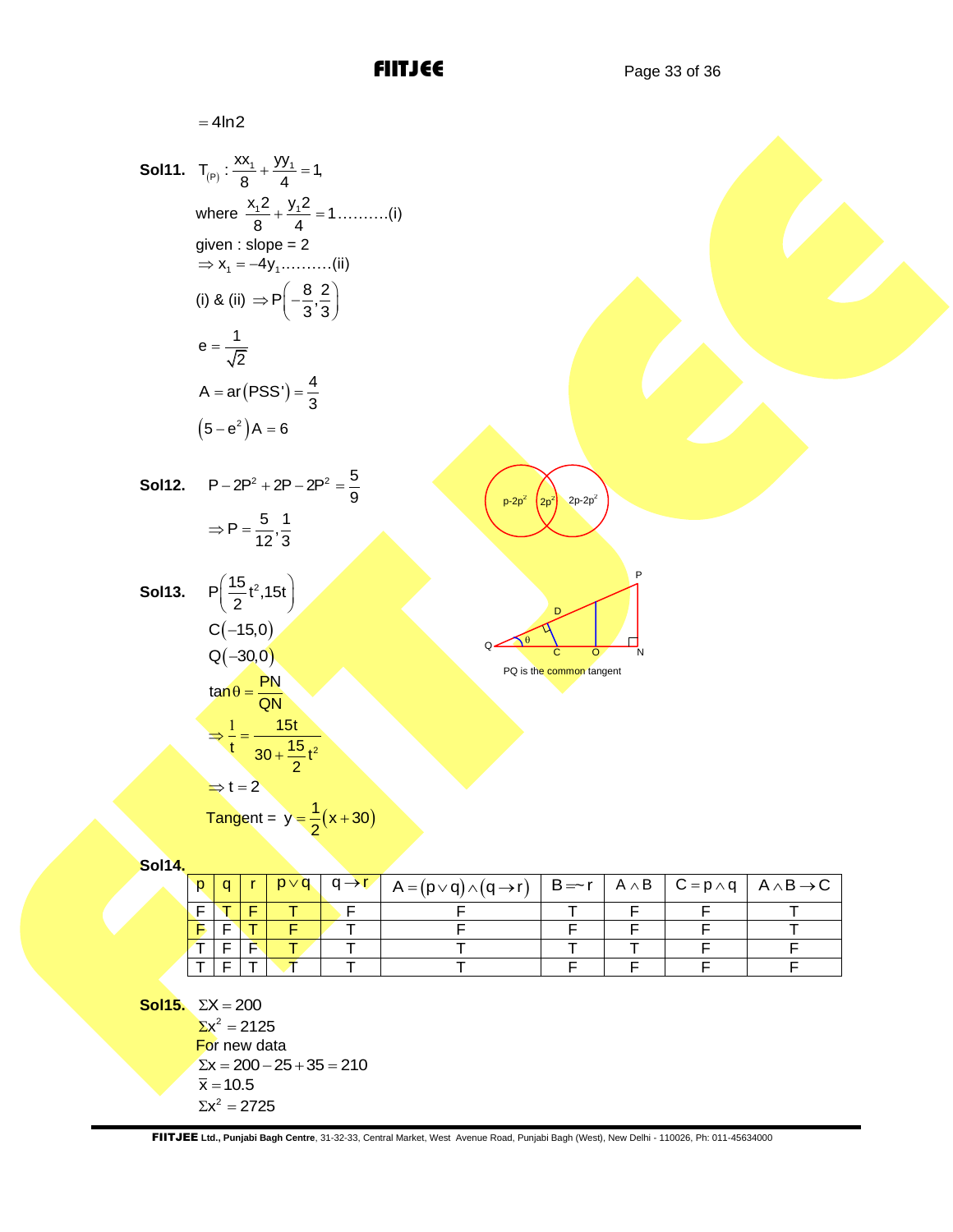$= 4\ln 2$

**Sol11.** $T_{(P)} : \frac{xx_1}{8} + \frac{yy_1}{4} = 1,$

where $\frac{x_1 2}{8} + \frac{y_1 2}{4} = 1$……….(i)

given : slope = 2

$\Rightarrow x_1 = -4y_1$……….(ii)

(i) & (ii) $\Rightarrow P\left(-\frac{8}{3}, \frac{2}{3}\right)$

$e = \frac{1}{\sqrt{2}}$

$A = ar(PSS') = \frac{4}{3}$

$(5 - e^2)A = 6$

**Sol12.** $P - 2P^2 + 2P - 2P^2 = \frac{5}{9}$

$\Rightarrow P = \frac{5}{12}, \frac{1}{3}$

p-2p² | 2p² | 2p-2p²

**Sol13.** $P\left(\frac{15}{2}t^2, 15t\right)$

$C(-15, 0)$

$Q(-30, 0)$

$\tan\theta = \frac{PN}{QN}$

$\Rightarrow \frac{1}{t} = \frac{15t}{30 + \frac{15}{2}t^2}$

$\Rightarrow t = 2$

Tangent = $y = \frac{1}{2}(x + 30)$

PQ is the common tangent

**Sol14.**

| p | q | r | $p \vee q$ | $q \to r$ | $A = (p \vee q) \wedge (q \to r)$ | $B = \sim r$ | $A \wedge B$ | $C = p \wedge q$ | $A \wedge B \to C$ |
|---|---|---|---|---|---|---|---|---|---|
| F | T | F | T | F | F | T | F | F | T |
| F | F | T | F | T | F | F | F | F | T |
| T | F | F | T | T | T | T | T | F | F |
| T | F | T | T | T | T | F | F | F | F |

**Sol15.** $\Sigma X = 200$

$\Sigma x^2 = 2125$

For new data

$\Sigma x = 200 - 25 + 35 = 210$

$\bar{x} = 10.5$

$\Sigma x^2 = 2725$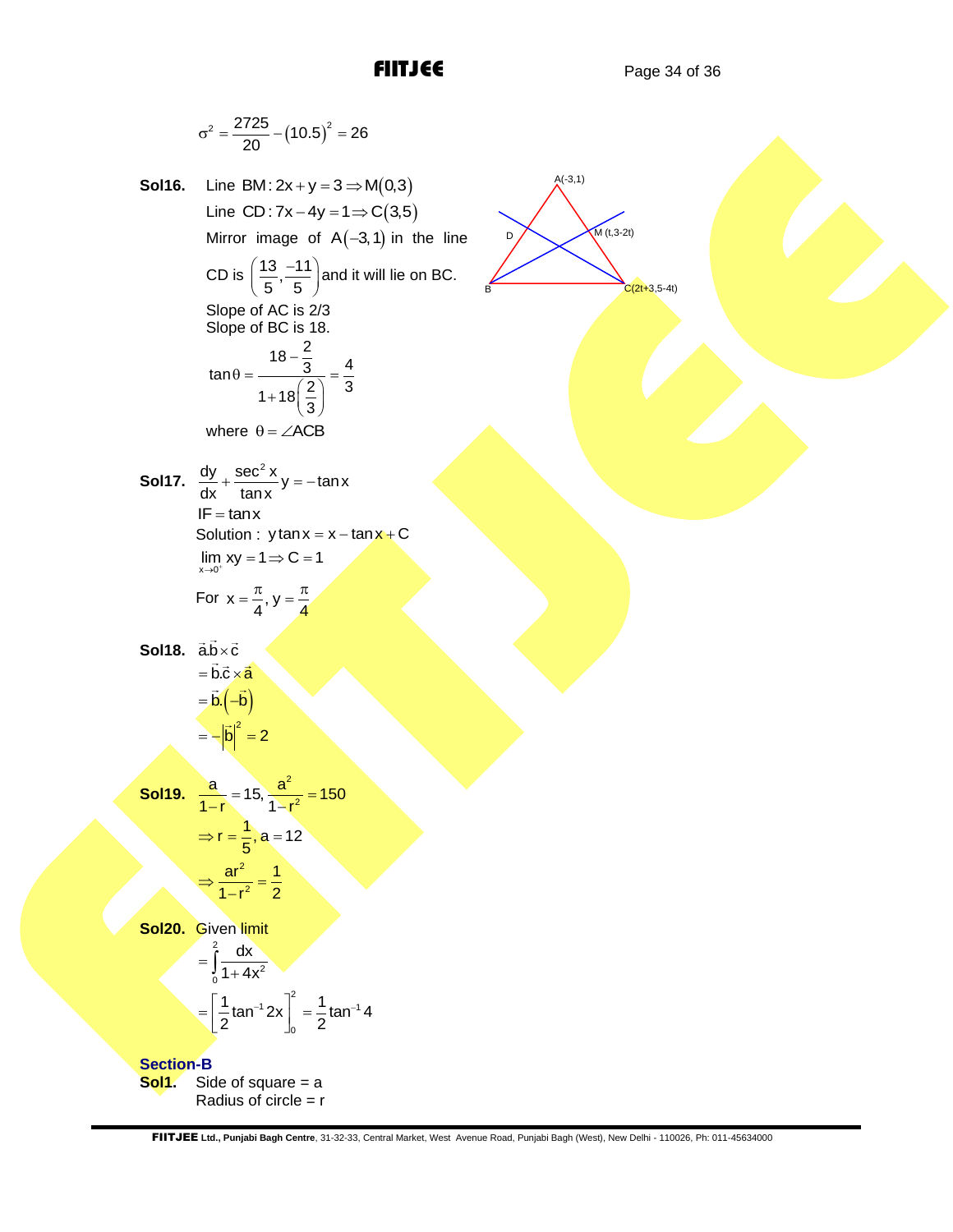$$\sigma^2 = \frac{2725}{20} - (10.5)^2 = 26$$

**Sol16.** Line BM: $2x + y = 3 \Rightarrow M(0,3)$

Line CD: $7x - 4y = 1 \Rightarrow C(3,5)$

Mirror image of $A(-3,1)$ in the line CD is $\left(\frac{13}{5}, \frac{-11}{5}\right)$ and it will lie on BC.

Slope of AC is 2/3

Slope of BC is 18.

$$\tan\theta = \frac{18 - \frac{2}{3}}{1 + 18\left(\frac{2}{3}\right)} = \frac{4}{3}$$

where $\theta = \angle ACB$

A(-3,1), D, M (t,3-2t), B, C(2t+3,5-4t)

**Sol17.** $\frac{dy}{dx} + \frac{\sec^2 x}{\tan x} y = -\tan x$

$IF = \tan x$

Solution : $y \tan x = x - \tan x + C$

$\lim\limits_{x \to 0^+} xy = 1 \Rightarrow C = 1$

For $x = \frac{\pi}{4}, y = \frac{\pi}{4}$

**Sol18.** $\vec{a}.\vec{b} \times \vec{c}$

$= \vec{b}.\vec{c} \times \vec{a}$

$= \vec{b}.\left(-\vec{b}\right)$

$= -\left|\vec{b}\right|^2 = 2$

**Sol19.** $\frac{a}{1-r} = 15, \frac{a^2}{1-r^2} = 150$

$\Rightarrow r = \frac{1}{5}, a = 12$

$\Rightarrow \frac{ar^2}{1-r^2} = \frac{1}{2}$

**Sol20.** Given limit

$= \int_0^2 \frac{dx}{1+4x^2}$

$= \left[\frac{1}{2}\tan^{-1} 2x\right]_0^2 = \frac{1}{2}\tan^{-1} 4$

## Section-B

**Sol1.** Side of square = a

Radius of circle = r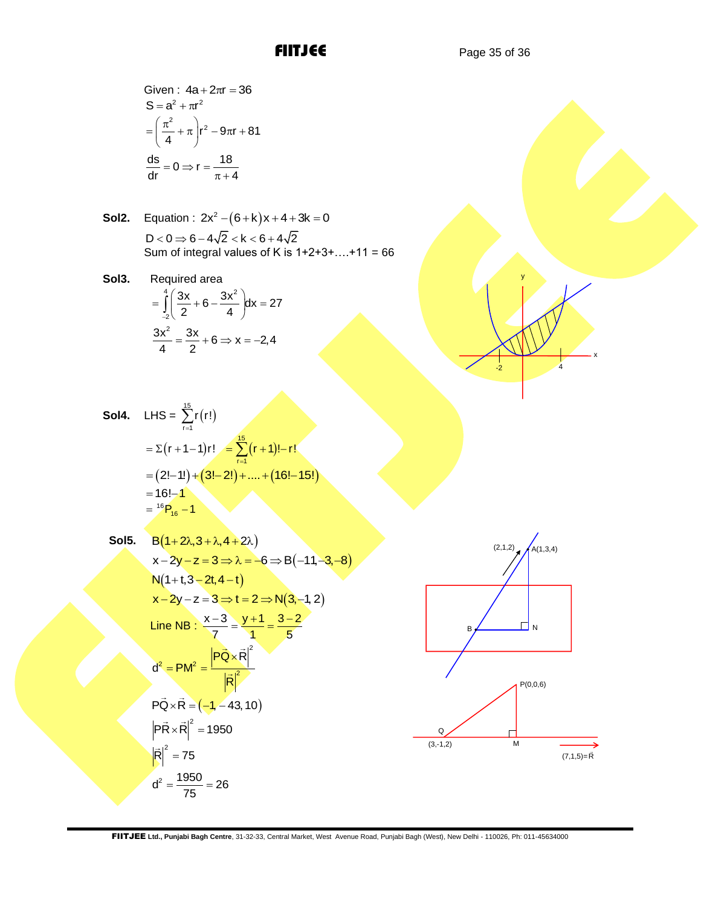Given : $4a + 2\pi r = 36$

$S = a^2 + \pi r^2$

$= \left(\frac{\pi^2}{4} + \pi\right) r^2 - 9\pi r + 81$

$\frac{ds}{dr} = 0 \Rightarrow r = \frac{18}{\pi + 4}$

**Sol2.** Equation : $2x^2 - (6+k)x + 4 + 3k = 0$

$D < 0 \Rightarrow 6 - 4\sqrt{2} < k < 6 + 4\sqrt{2}$

Sum of integral values of K is 1+2+3+….+11 = 66

**Sol3.** Required area

$= \int_{-2}^{4} \left(\frac{3x}{2} + 6 - \frac{3x^2}{4}\right) dx = 27$

$\frac{3x^2}{4} = \frac{3x}{2} + 6 \Rightarrow x = -2, 4$

**Sol4.** LHS = $\sum_{r=1}^{15} r(r!)$

$= \Sigma(r+1-1)r! \quad = \sum_{r=1}^{15} (r+1)! - r!$

$= (2! - 1!) + (3! - 2!) + .... + (16! - 15!)$

$= 16! - 1$

$= {}^{16}P_{16} - 1$

**Sol5.** $B(1+2\lambda, 3+\lambda, 4+2\lambda)$

$x - 2y - z = 3 \Rightarrow \lambda = -6 \Rightarrow B(-11, -3, -8)$

$N(1+t, 3-2t, 4-t)$

$x - 2y - z = 3 \Rightarrow t = 2 \Rightarrow N(3, -1, 2)$

Line NB : $\frac{x-3}{7} = \frac{y+1}{1} = \frac{3-2}{5}$

$d^2 = PM^2 = \frac{|\vec{PQ} \times \vec{R}|^2}{|\vec{R}|^2}$

$\vec{PQ} \times \vec{R} = (-1, -43, 10)$

$|\vec{PR} \times \vec{R}|^2 = 1950$

$|\vec{R}|^2 = 75$

$d^2 = \frac{1950}{75} = 26$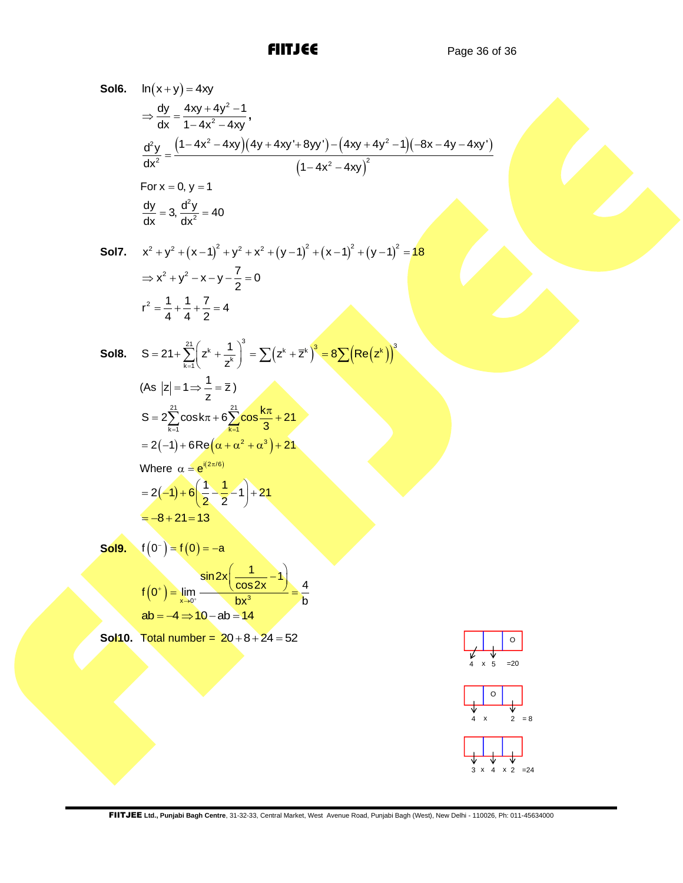**Sol6.** $\ln(x+y) = 4xy$

$$\Rightarrow \frac{dy}{dx} = \frac{4xy + 4y^2 - 1}{1 - 4x^2 - 4xy},$$

$$\frac{d^2y}{dx^2} = \frac{(1-4x^2-4xy)(4y+4xy'+8yy') - (4xy+4y^2-1)(-8x-4y-4xy')}{(1-4x^2-4xy)^2}$$

For $x = 0,\ y = 1$

$$\frac{dy}{dx} = 3,\ \frac{d^2y}{dx^2} = 40$$

**Sol7.** $x^2 + y^2 + (x-1)^2 + y^2 + x^2 + (y-1)^2 + (x-1)^2 + (y-1)^2 = 18$

$$\Rightarrow x^2 + y^2 - x - y - \frac{7}{2} = 0$$

$$r^2 = \frac{1}{4} + \frac{1}{4} + \frac{7}{2} = 4$$

**Sol8.** $S = 21 + \sum_{k=1}^{21}\left(z^k + \frac{1}{z^k}\right)^3 = \sum\left(z^k + \bar{z}^k\right)^3 = 8\sum\left(\text{Re}\left(z^k\right)\right)^3$

(As $|z| = 1 \Rightarrow \frac{1}{z} = \bar{z}$)

$$S = 2\sum_{k=1}^{21}\cos k\pi + 6\sum_{k=1}^{21}\cos\frac{k\pi}{3} + 21$$

$$= 2(-1) + 6\,\text{Re}\left(\alpha + \alpha^2 + \alpha^3\right) + 21$$

Where $\alpha = e^{i(2\pi/6)}$

$$= 2(-1) + 6\left(\frac{1}{2} - \frac{1}{2} - 1\right) + 21$$

$$= -8 + 21 = 13$$

**Sol9.** $f(0^-) = f(0) = -a$

$$f(0^+) = \lim_{x \to 0^+} \frac{\sin 2x\left(\frac{1}{\cos 2x} - 1\right)}{bx^3} = \frac{4}{b}$$

$ab = -4 \Rightarrow 10 - ab = 14$

**Sol10.** Total number = $20 + 8 + 24 = 52$

| | | |
|---|---|---|
| | | O |

4 x 5 =20

| | | |
|---|---|---|
| | O | |

4 x 2 = 8

| | | |
|---|---|---|
| | | |

3 x 4 x 2 =24

**FIITJEE Ltd., Punjabi Bagh Centre**, 31-32-33, Central Market, West Avenue Road, Punjabi Bagh (West), New Delhi - 110026, Ph: 011-45634000